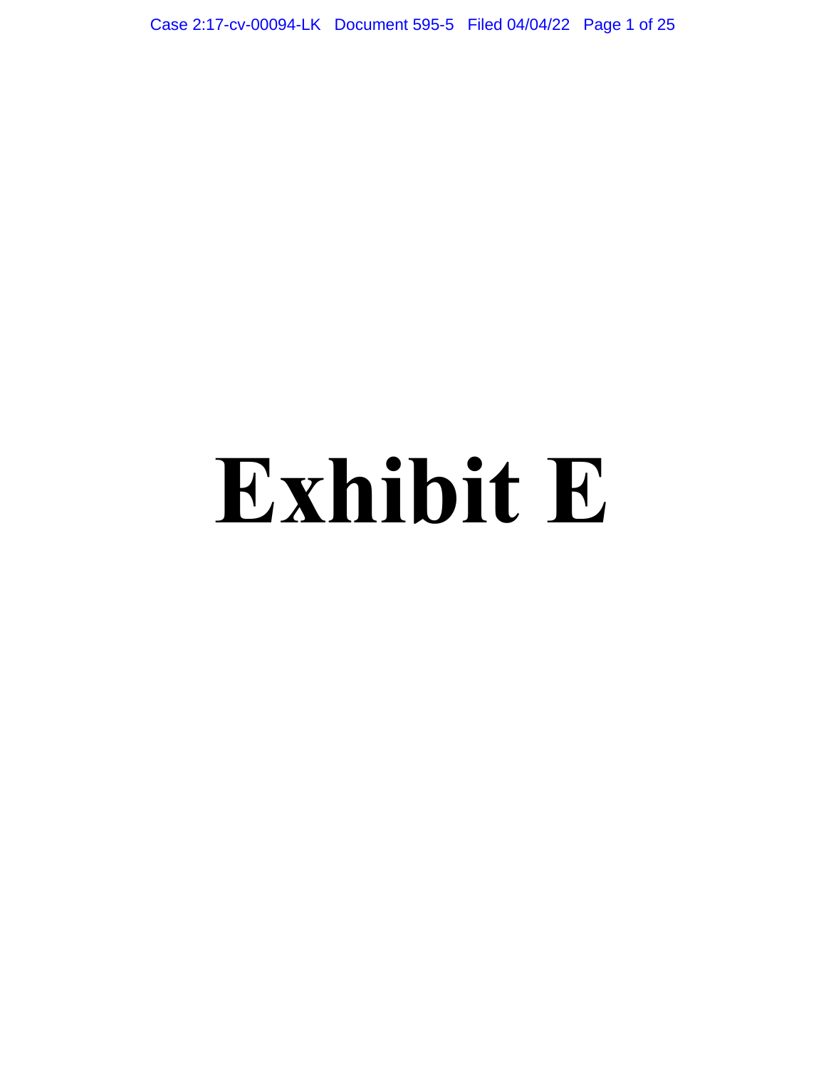# Exhibit E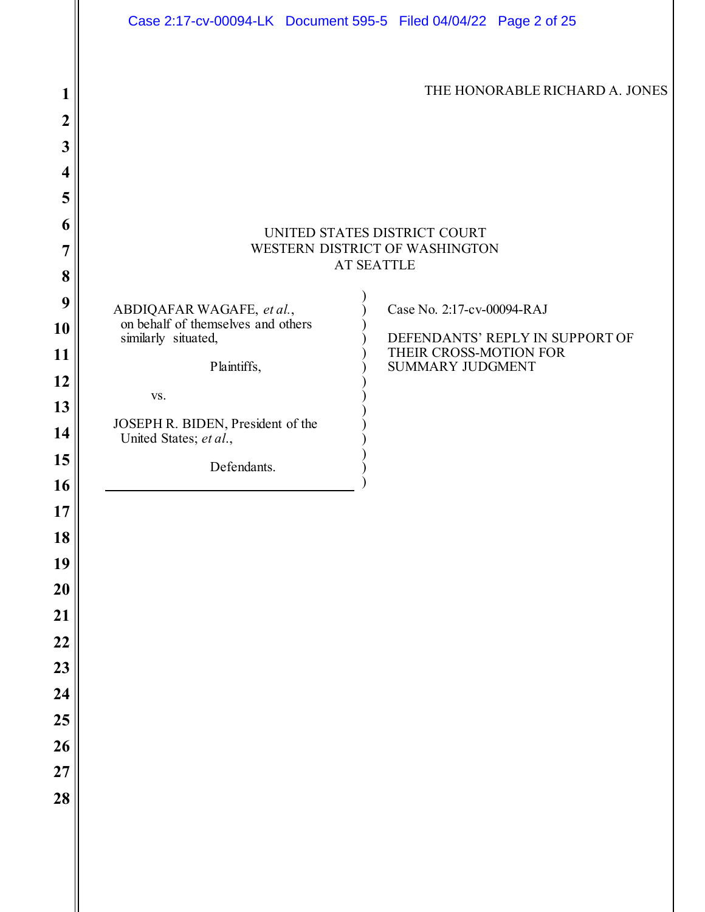THE HONORABLE RICHARD A. JONES

UNITED STATES DISTRICT COURT
WESTERN DISTRICT OF WASHINGTON
AT SEATTLE

| | |
|---|---|
| ABDIQAFAR WAGAFE, *et al.*, on behalf of themselves and others similarly situated,<br><br>Plaintiffs,<br><br>vs.<br><br>JOSEPH R. BIDEN, President of the United States; *et al.*,<br><br>Defendants. | Case No. 2:17-cv-00094-RAJ<br><br>DEFENDANTS' REPLY IN SUPPORT OF THEIR CROSS-MOTION FOR SUMMARY JUDGMENT |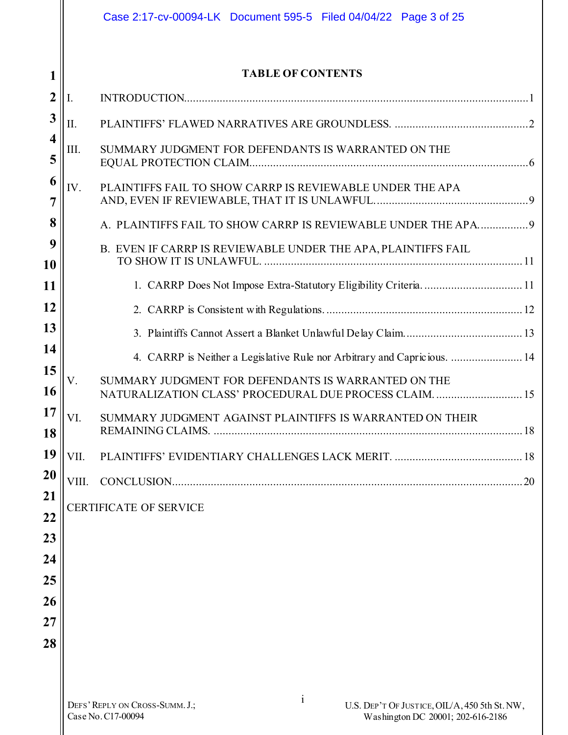## TABLE OF CONTENTS

I. INTRODUCTION....1

II. PLAINTIFFS' FLAWED NARRATIVES ARE GROUNDLESS. ....2

III. SUMMARY JUDGMENT FOR DEFENDANTS IS WARRANTED ON THE EQUAL PROTECTION CLAIM....6

IV. PLAINTIFFS FAIL TO SHOW CARRP IS REVIEWABLE UNDER THE APA AND, EVEN IF REVIEWABLE, THAT IT IS UNLAWFUL....9

- A. PLAINTIFFS FAIL TO SHOW CARRP IS REVIEWABLE UNDER THE APA....9
- B. EVEN IF CARRP IS REVIEWABLE UNDER THE APA, PLAINTIFFS FAIL TO SHOW IT IS UNLAWFUL. ....11
  - 1. CARRP Does Not Impose Extra-Statutory Eligibility Criteria. ....11
  - 2. CARRP is Consistent with Regulations. ....12
  - 3. Plaintiffs Cannot Assert a Blanket Unlawful Delay Claim....13
  - 4. CARRP is Neither a Legislative Rule nor Arbitrary and Capricious. ....14

V. SUMMARY JUDGMENT FOR DEFENDANTS IS WARRANTED ON THE NATURALIZATION CLASS' PROCEDURAL DUE PROCESS CLAIM. ....15

VI. SUMMARY JUDGMENT AGAINST PLAINTIFFS IS WARRANTED ON THEIR REMAINING CLAIMS. ....18

VII. PLAINTIFFS' EVIDENTIARY CHALLENGES LACK MERIT. ....18

VIII. CONCLUSION....20

CERTIFICATE OF SERVICE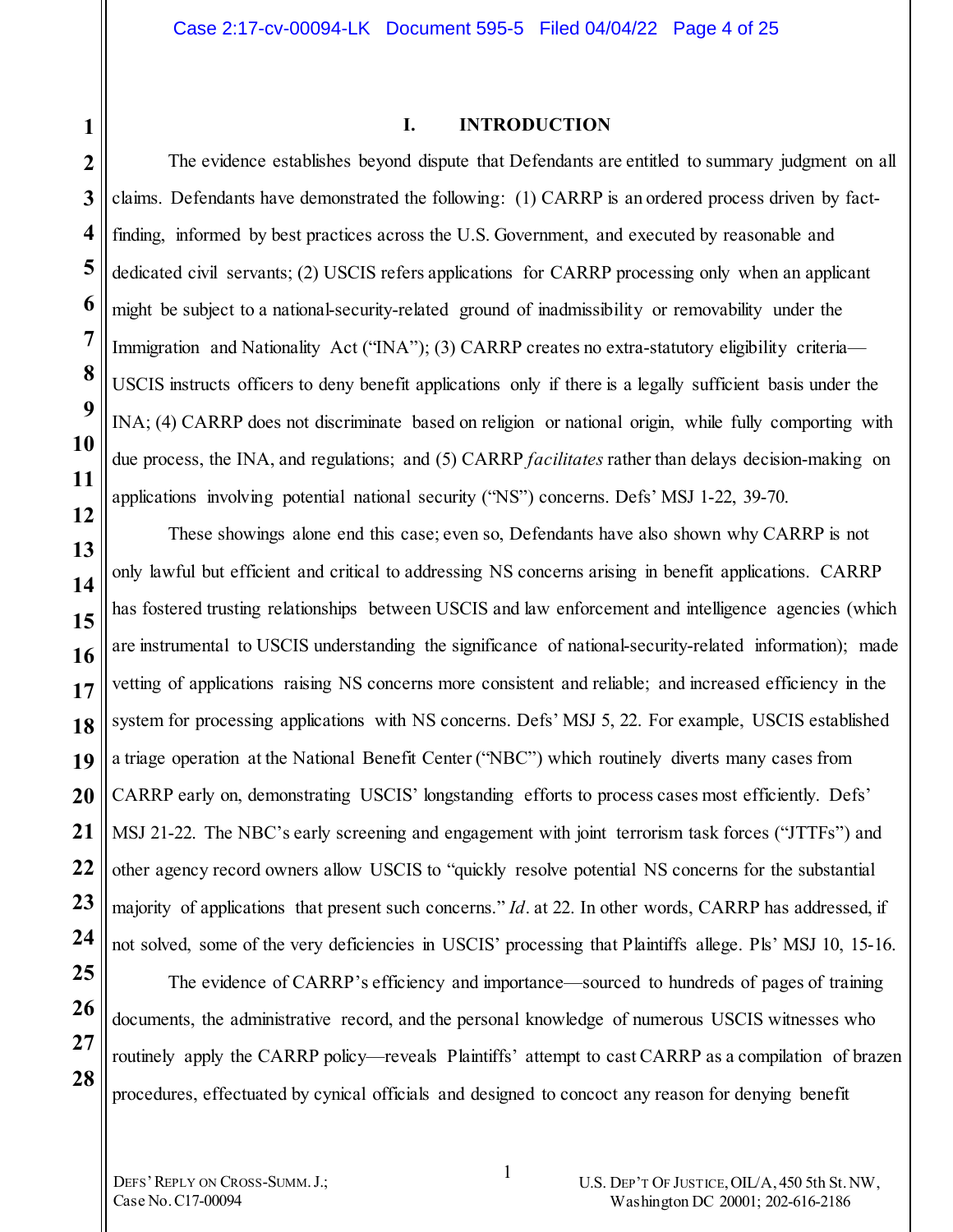## I. INTRODUCTION

The evidence establishes beyond dispute that Defendants are entitled to summary judgment on all claims. Defendants have demonstrated the following: (1) CARRP is an ordered process driven by fact-finding, informed by best practices across the U.S. Government, and executed by reasonable and dedicated civil servants; (2) USCIS refers applications for CARRP processing only when an applicant might be subject to a national-security-related ground of inadmissibility or removability under the Immigration and Nationality Act ("INA"); (3) CARRP creates no extra-statutory eligibility criteria—USCIS instructs officers to deny benefit applications only if there is a legally sufficient basis under the INA; (4) CARRP does not discriminate based on religion or national origin, while fully comporting with due process, the INA, and regulations; and (5) CARRP *facilitates* rather than delays decision-making on applications involving potential national security ("NS") concerns. Defs' MSJ 1-22, 39-70.

These showings alone end this case; even so, Defendants have also shown why CARRP is not only lawful but efficient and critical to addressing NS concerns arising in benefit applications. CARRP has fostered trusting relationships between USCIS and law enforcement and intelligence agencies (which are instrumental to USCIS understanding the significance of national-security-related information); made vetting of applications raising NS concerns more consistent and reliable; and increased efficiency in the system for processing applications with NS concerns. Defs' MSJ 5, 22. For example, USCIS established a triage operation at the National Benefit Center ("NBC") which routinely diverts many cases from CARRP early on, demonstrating USCIS' longstanding efforts to process cases most efficiently. Defs' MSJ 21-22. The NBC's early screening and engagement with joint terrorism task forces ("JTTFs") and other agency record owners allow USCIS to "quickly resolve potential NS concerns for the substantial majority of applications that present such concerns." *Id*. at 22. In other words, CARRP has addressed, if not solved, some of the very deficiencies in USCIS' processing that Plaintiffs allege. Pls' MSJ 10, 15-16.

The evidence of CARRP's efficiency and importance—sourced to hundreds of pages of training documents, the administrative record, and the personal knowledge of numerous USCIS witnesses who routinely apply the CARRP policy—reveals Plaintiffs' attempt to cast CARRP as a compilation of brazen procedures, effectuated by cynical officials and designed to concoct any reason for denying benefit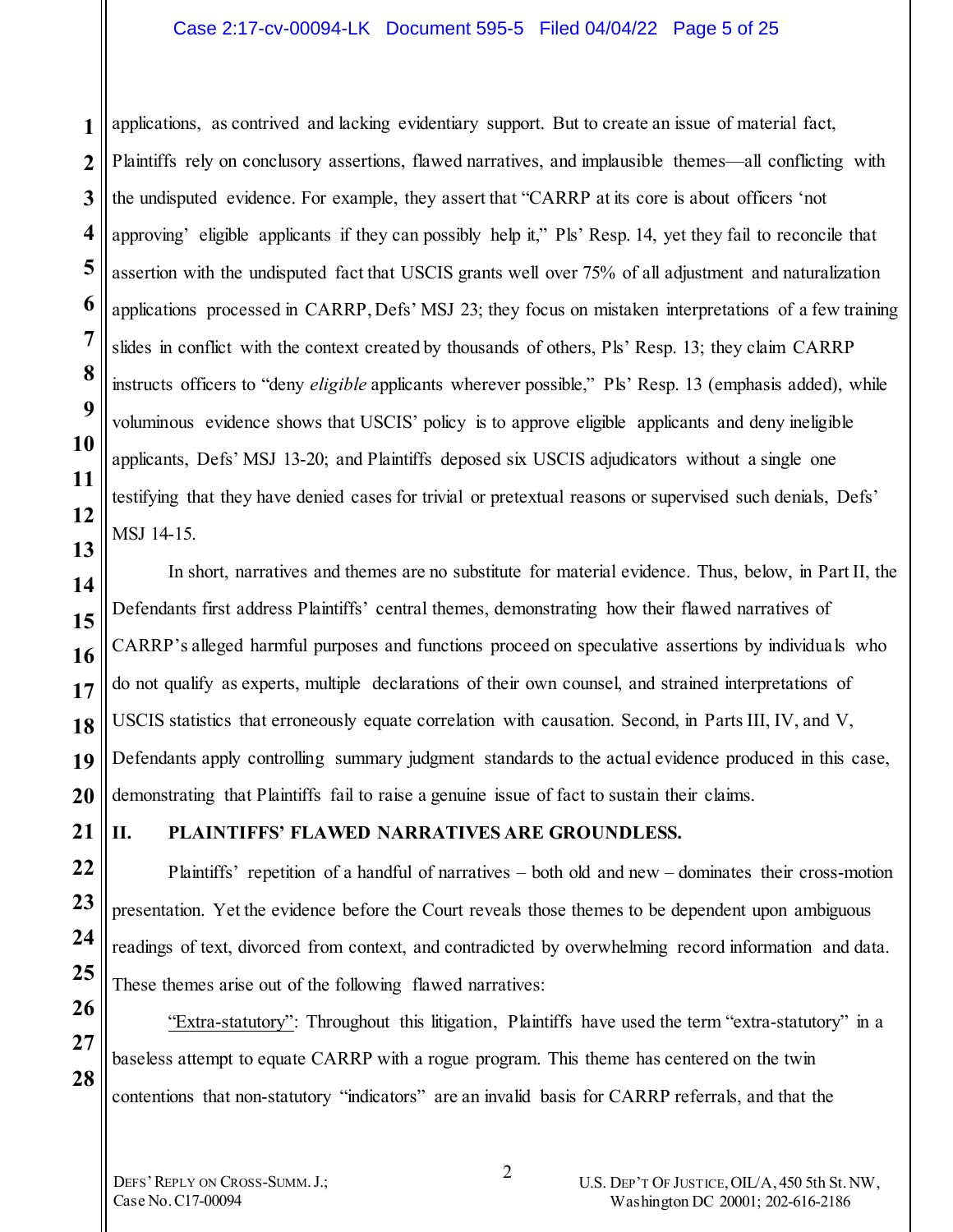applications, as contrived and lacking evidentiary support. But to create an issue of material fact, Plaintiffs rely on conclusory assertions, flawed narratives, and implausible themes—all conflicting with the undisputed evidence. For example, they assert that "CARRP at its core is about officers 'not approving' eligible applicants if they can possibly help it," Pls' Resp. 14, yet they fail to reconcile that assertion with the undisputed fact that USCIS grants well over 75% of all adjustment and naturalization applications processed in CARRP, Defs' MSJ 23; they focus on mistaken interpretations of a few training slides in conflict with the context created by thousands of others, Pls' Resp. 13; they claim CARRP instructs officers to "deny *eligible* applicants wherever possible," Pls' Resp. 13 (emphasis added), while voluminous evidence shows that USCIS' policy is to approve eligible applicants and deny ineligible applicants, Defs' MSJ 13-20; and Plaintiffs deposed six USCIS adjudicators without a single one testifying that they have denied cases for trivial or pretextual reasons or supervised such denials, Defs' MSJ 14-15.

In short, narratives and themes are no substitute for material evidence. Thus, below, in Part II, the Defendants first address Plaintiffs' central themes, demonstrating how their flawed narratives of CARRP's alleged harmful purposes and functions proceed on speculative assertions by individuals who do not qualify as experts, multiple declarations of their own counsel, and strained interpretations of USCIS statistics that erroneously equate correlation with causation. Second, in Parts III, IV, and V, Defendants apply controlling summary judgment standards to the actual evidence produced in this case, demonstrating that Plaintiffs fail to raise a genuine issue of fact to sustain their claims.

## II. PLAINTIFFS' FLAWED NARRATIVES ARE GROUNDLESS.

Plaintiffs' repetition of a handful of narratives – both old and new – dominates their cross-motion presentation. Yet the evidence before the Court reveals those themes to be dependent upon ambiguous readings of text, divorced from context, and contradicted by overwhelming record information and data. These themes arise out of the following flawed narratives:

<u>"Extra-statutory"</u>: Throughout this litigation, Plaintiffs have used the term "extra-statutory" in a baseless attempt to equate CARRP with a rogue program. This theme has centered on the twin contentions that non-statutory "indicators" are an invalid basis for CARRP referrals, and that the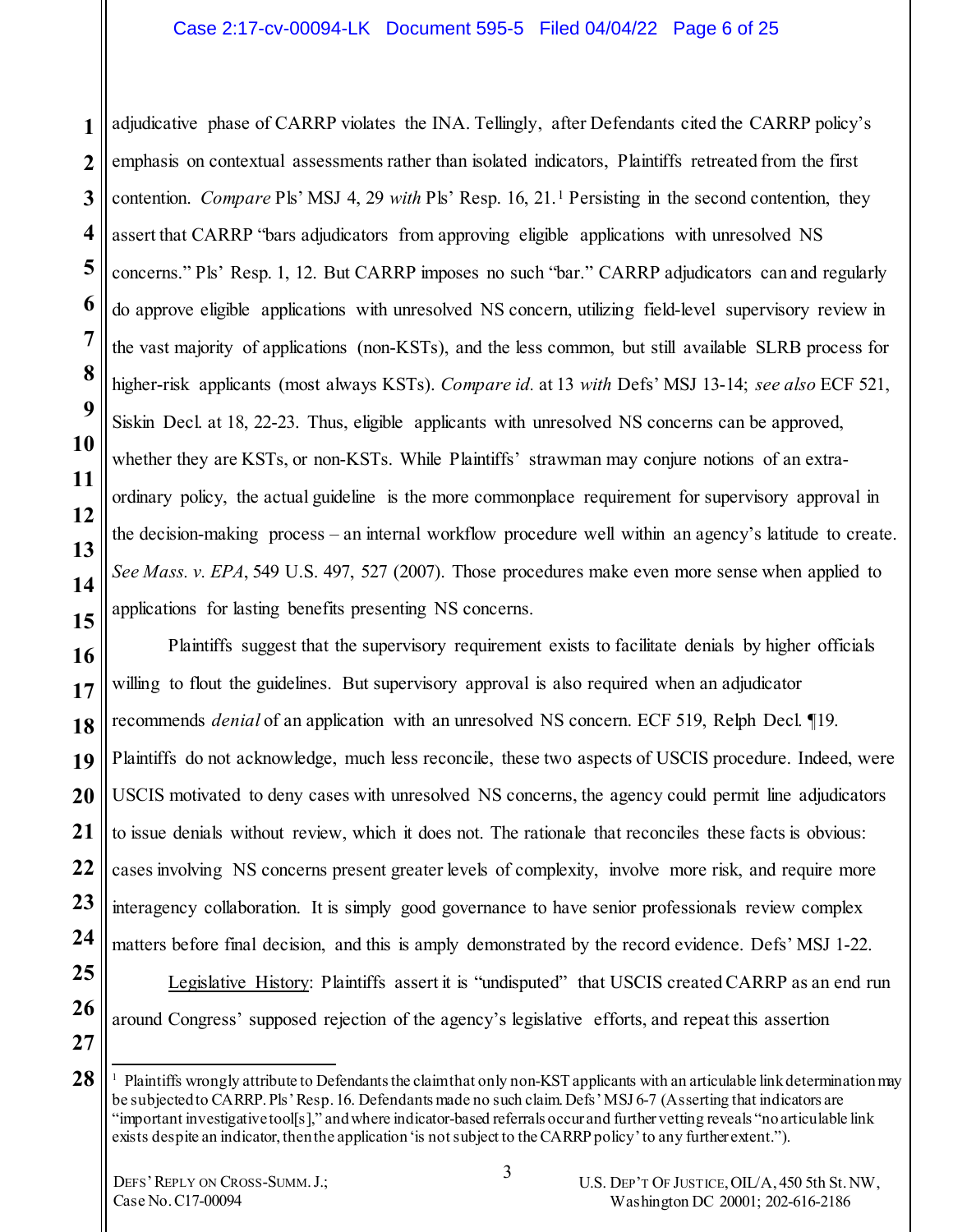adjudicative phase of CARRP violates the INA. Tellingly, after Defendants cited the CARRP policy's emphasis on contextual assessments rather than isolated indicators, Plaintiffs retreated from the first contention. *Compare* Pls' MSJ 4, 29 *with* Pls' Resp. 16, 21.[1] Persisting in the second contention, they assert that CARRP "bars adjudicators from approving eligible applications with unresolved NS concerns." Pls' Resp. 1, 12. But CARRP imposes no such "bar." CARRP adjudicators can and regularly do approve eligible applications with unresolved NS concern, utilizing field-level supervisory review in the vast majority of applications (non-KSTs), and the less common, but still available SLRB process for higher-risk applicants (most always KSTs). *Compare id.* at 13 *with* Defs' MSJ 13-14; *see also* ECF 521, Siskin Decl. at 18, 22-23. Thus, eligible applicants with unresolved NS concerns can be approved, whether they are KSTs, or non-KSTs. While Plaintiffs' strawman may conjure notions of an extra-ordinary policy, the actual guideline is the more commonplace requirement for supervisory approval in the decision-making process – an internal workflow procedure well within an agency's latitude to create. *See Mass. v. EPA*, 549 U.S. 497, 527 (2007). Those procedures make even more sense when applied to applications for lasting benefits presenting NS concerns.

Plaintiffs suggest that the supervisory requirement exists to facilitate denials by higher officials willing to flout the guidelines. But supervisory approval is also required when an adjudicator recommends *denial* of an application with an unresolved NS concern. ECF 519, Relph Decl. ¶19. Plaintiffs do not acknowledge, much less reconcile, these two aspects of USCIS procedure. Indeed, were USCIS motivated to deny cases with unresolved NS concerns, the agency could permit line adjudicators to issue denials without review, which it does not. The rationale that reconciles these facts is obvious: cases involving NS concerns present greater levels of complexity, involve more risk, and require more interagency collaboration. It is simply good governance to have senior professionals review complex matters before final decision, and this is amply demonstrated by the record evidence. Defs' MSJ 1-22.

Legislative History: Plaintiffs assert it is "undisputed" that USCIS created CARRP as an end run around Congress' supposed rejection of the agency's legislative efforts, and repeat this assertion

[1] Plaintiffs wrongly attribute to Defendants the claim that only non-KST applicants with an articulable link determination may be subjected to CARRP. Pls' Resp. 16. Defendants made no such claim. Defs' MSJ 6-7 (Asserting that indicators are "important investigative tool[s]," and where indicator-based referrals occur and further vetting reveals "no articulable link exists despite an indicator, then the application 'is not subject to the CARRP policy' to any further extent.").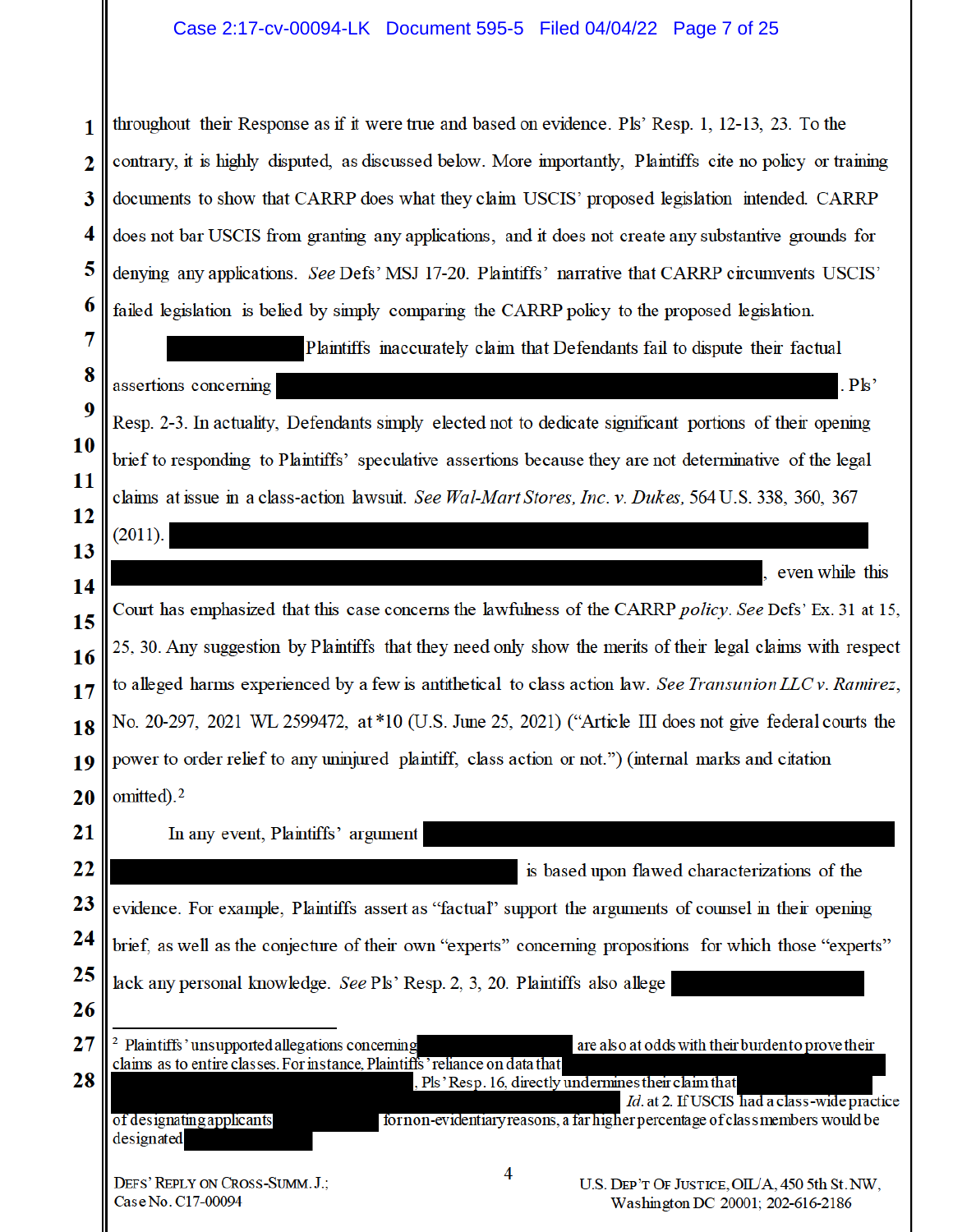throughout their Response as if it were true and based on evidence. Pls' Resp. 1, 12-13, 23. To the contrary, it is highly disputed, as discussed below. More importantly, Plaintiffs cite no policy or training documents to show that CARRP does what they claim USCIS' proposed legislation intended. CARRP does not bar USCIS from granting any applications, and it does not create any substantive grounds for denying any applications. *See* Defs' MSJ 17-20. Plaintiffs' narrative that CARRP circumvents USCIS' failed legislation is belied by simply comparing the CARRP policy to the proposed legislation.

[REDACTED] Plaintiffs inaccurately claim that Defendants fail to dispute their factual assertions concerning [REDACTED]. Pls' Resp. 2-3. In actuality, Defendants simply elected not to dedicate significant portions of their opening brief to responding to Plaintiffs' speculative assertions because they are not determinative of the legal claims at issue in a class-action lawsuit. *See Wal-Mart Stores, Inc. v. Dukes*, 564 U.S. 338, 360, 367 (2011). [REDACTED], even while this Court has emphasized that this case concerns the lawfulness of the CARRP *policy*. *See* Defs' Ex. 31 at 15, 25, 30. Any suggestion by Plaintiffs that they need only show the merits of their legal claims with respect to alleged harms experienced by a few is antithetical to class action law. *See Transunion LLC v. Ramirez*, No. 20-297, 2021 WL 2599472, at \*10 (U.S. June 25, 2021) ("Article III does not give federal courts the power to order relief to any uninjured plaintiff, class action or not.") (internal marks and citation omitted).[2]

In any event, Plaintiffs' argument [REDACTED] is based upon flawed characterizations of the evidence. For example, Plaintiffs assert as "factual" support the arguments of counsel in their opening brief, as well as the conjecture of their own "experts" concerning propositions for which those "experts" lack any personal knowledge. *See* Pls' Resp. 2, 3, 20. Plaintiffs also allege [REDACTED]

---

[2] Plaintiffs' unsupported allegations concerning [REDACTED] are also at odds with their burden to prove their claims as to entire classes. For instance, Plaintiffs' reliance on data that [REDACTED], Pls' Resp. 16, directly undermines their claim that [REDACTED] *Id.* at 2. If USCIS had a class-wide practice of designating applicants [REDACTED] for non-evidentiary reasons, a far higher percentage of class members would be designated [REDACTED]

DEFS' REPLY ON CROSS-SUMM. J.;
Case No. C17-00094

U.S. DEP'T OF JUSTICE, OIL/A, 450 5th St. NW,
Washington DC 20001; 202-616-2186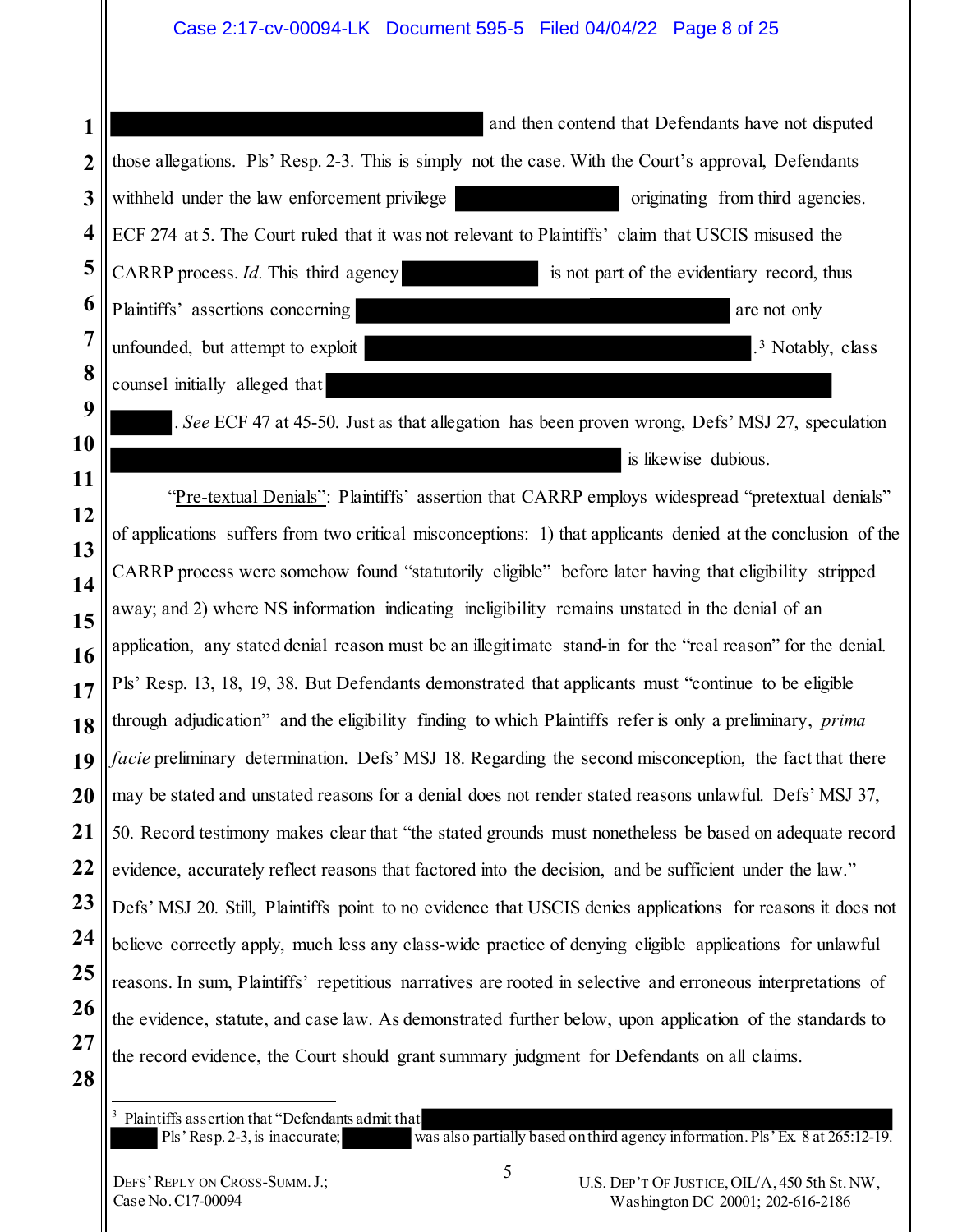[REDACTED] and then contend that Defendants have not disputed those allegations. Pls' Resp. 2-3. This is simply not the case. With the Court's approval, Defendants withheld under the law enforcement privilege [REDACTED] originating from third agencies. ECF 274 at 5. The Court ruled that it was not relevant to Plaintiffs' claim that USCIS misused the CARRP process. *Id.* This third agency [REDACTED] is not part of the evidentiary record, thus Plaintiffs' assertions concerning [REDACTED] are not only unfounded, but attempt to exploit [REDACTED].[3] Notably, class counsel initially alleged that [REDACTED] [REDACTED]. *See* ECF 47 at 45-50. Just as that allegation has been proven wrong, Defs' MSJ 27, speculation [REDACTED] is likewise dubious.

"Pre-textual Denials": Plaintiffs' assertion that CARRP employs widespread "pretextual denials" of applications suffers from two critical misconceptions: 1) that applicants denied at the conclusion of the CARRP process were somehow found "statutorily eligible" before later having that eligibility stripped away; and 2) where NS information indicating ineligibility remains unstated in the denial of an application, any stated denial reason must be an illegitimate stand-in for the "real reason" for the denial. Pls' Resp. 13, 18, 19, 38. But Defendants demonstrated that applicants must "continue to be eligible through adjudication" and the eligibility finding to which Plaintiffs refer is only a preliminary, *prima facie* preliminary determination. Defs' MSJ 18. Regarding the second misconception, the fact that there may be stated and unstated reasons for a denial does not render stated reasons unlawful. Defs' MSJ 37, 50. Record testimony makes clear that "the stated grounds must nonetheless be based on adequate record evidence, accurately reflect reasons that factored into the decision, and be sufficient under the law." Defs' MSJ 20. Still, Plaintiffs point to no evidence that USCIS denies applications for reasons it does not believe correctly apply, much less any class-wide practice of denying eligible applications for unlawful reasons. In sum, Plaintiffs' repetitious narratives are rooted in selective and erroneous interpretations of the evidence, statute, and case law. As demonstrated further below, upon application of the standards to the record evidence, the Court should grant summary judgment for Defendants on all claims.

---

[3] Plaintiffs assertion that "Defendants admit that [REDACTED] [REDACTED] Pls' Resp. 2-3, is inaccurate; [REDACTED] was also partially based on third agency information. Pls' Ex. 8 at 265:12-19.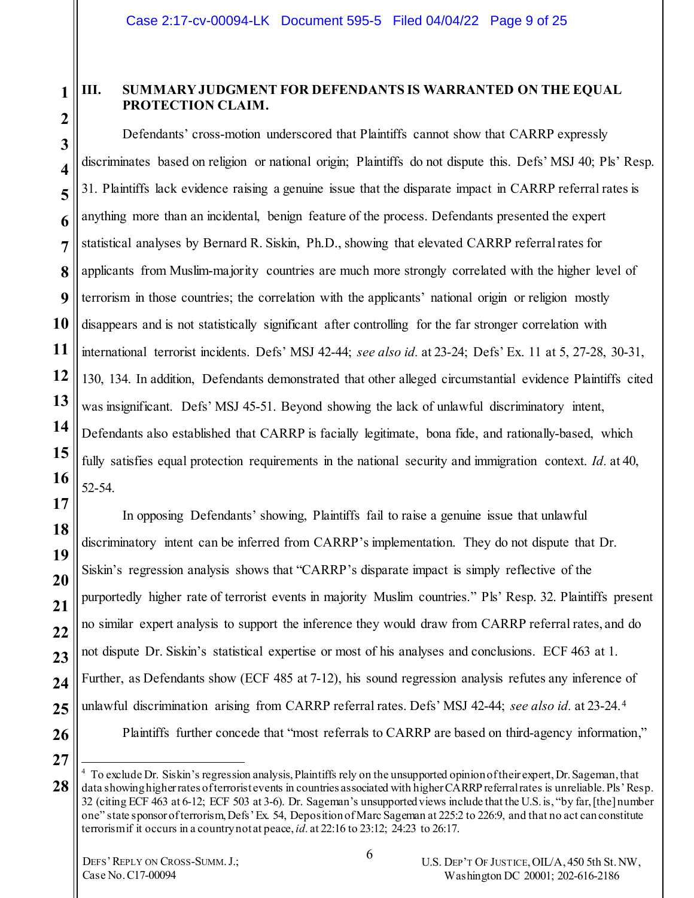### III. SUMMARY JUDGMENT FOR DEFENDANTS IS WARRANTED ON THE EQUAL PROTECTION CLAIM.

Defendants' cross-motion underscored that Plaintiffs cannot show that CARRP expressly discriminates based on religion or national origin; Plaintiffs do not dispute this. Defs' MSJ 40; Pls' Resp. 31. Plaintiffs lack evidence raising a genuine issue that the disparate impact in CARRP referral rates is anything more than an incidental, benign feature of the process. Defendants presented the expert statistical analyses by Bernard R. Siskin, Ph.D., showing that elevated CARRP referral rates for applicants from Muslim-majority countries are much more strongly correlated with the higher level of terrorism in those countries; the correlation with the applicants' national origin or religion mostly disappears and is not statistically significant after controlling for the far stronger correlation with international terrorist incidents. Defs' MSJ 42-44; *see also id.* at 23-24; Defs' Ex. 11 at 5, 27-28, 30-31, 130, 134. In addition, Defendants demonstrated that other alleged circumstantial evidence Plaintiffs cited was insignificant. Defs' MSJ 45-51. Beyond showing the lack of unlawful discriminatory intent, Defendants also established that CARRP is facially legitimate, bona fide, and rationally-based, which fully satisfies equal protection requirements in the national security and immigration context. *Id.* at 40, 52-54.

In opposing Defendants' showing, Plaintiffs fail to raise a genuine issue that unlawful discriminatory intent can be inferred from CARRP's implementation. They do not dispute that Dr. Siskin's regression analysis shows that "CARRP's disparate impact is simply reflective of the purportedly higher rate of terrorist events in majority Muslim countries." Pls' Resp. 32. Plaintiffs present no similar expert analysis to support the inference they would draw from CARRP referral rates, and do not dispute Dr. Siskin's statistical expertise or most of his analyses and conclusions. ECF 463 at 1. Further, as Defendants show (ECF 485 at 7-12), his sound regression analysis refutes any inference of unlawful discrimination arising from CARRP referral rates. Defs' MSJ 42-44; *see also id.* at 23-24.[4]

Plaintiffs further concede that "most referrals to CARRP are based on third-agency information,"

---

[4] To exclude Dr. Siskin's regression analysis, Plaintiffs rely on the unsupported opinion of their expert, Dr. Sageman, that data showing higher rates of terrorist events in countries associated with higher CARRP referral rates is unreliable. Pls' Resp. 32 (citing ECF 463 at 6-12; ECF 503 at 3-6). Dr. Sageman's unsupported views include that the U.S. is, "by far, [the] number one" state sponsor of terrorism, Defs' Ex. 54, Deposition of Marc Sageman at 225:2 to 226:9, and that no act can constitute terrorism if it occurs in a country not at peace, *id.* at 22:16 to 23:12; 24:23 to 26:17.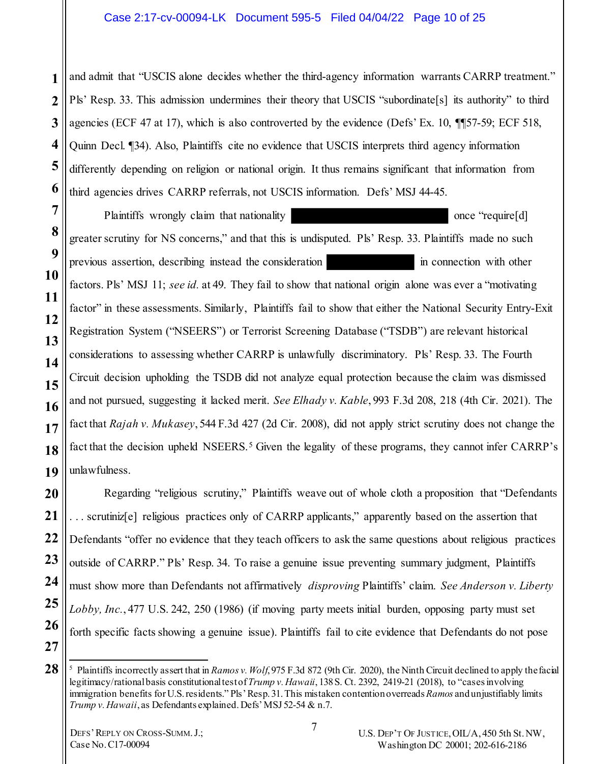and admit that "USCIS alone decides whether the third-agency information warrants CARRP treatment." Pls' Resp. 33. This admission undermines their theory that USCIS "subordinate[s] its authority" to third agencies (ECF 47 at 17), which is also controverted by the evidence (Defs' Ex. 10, ¶¶57-59; ECF 518, Quinn Decl. ¶34). Also, Plaintiffs cite no evidence that USCIS interprets third agency information differently depending on religion or national origin. It thus remains significant that information from third agencies drives CARRP referrals, not USCIS information. Defs' MSJ 44-45.

Plaintiffs wrongly claim that nationality [REDACTED] once "require[d] greater scrutiny for NS concerns," and that this is undisputed. Pls' Resp. 33. Plaintiffs made no such previous assertion, describing instead the consideration [REDACTED] in connection with other factors. Pls' MSJ 11; *see id.* at 49. They fail to show that national origin alone was ever a "motivating factor" in these assessments. Similarly, Plaintiffs fail to show that either the National Security Entry-Exit Registration System ("NSEERS") or Terrorist Screening Database ("TSDB") are relevant historical considerations to assessing whether CARRP is unlawfully discriminatory. Pls' Resp. 33. The Fourth Circuit decision upholding the TSDB did not analyze equal protection because the claim was dismissed and not pursued, suggesting it lacked merit. *See Elhady v. Kable*, 993 F.3d 208, 218 (4th Cir. 2021). The fact that *Rajah v. Mukasey*, 544 F.3d 427 (2d Cir. 2008), did not apply strict scrutiny does not change the fact that the decision upheld NSEERS.[5] Given the legality of these programs, they cannot infer CARRP's unlawfulness.

Regarding "religious scrutiny," Plaintiffs weave out of whole cloth a proposition that "Defendants . . . scrutiniz[e] religious practices only of CARRP applicants," apparently based on the assertion that Defendants "offer no evidence that they teach officers to ask the same questions about religious practices outside of CARRP." Pls' Resp. 34. To raise a genuine issue preventing summary judgment, Plaintiffs must show more than Defendants not affirmatively *disproving* Plaintiffs' claim. *See Anderson v. Liberty Lobby, Inc.*, 477 U.S. 242, 250 (1986) (if moving party meets initial burden, opposing party must set forth specific facts showing a genuine issue). Plaintiffs fail to cite evidence that Defendants do not pose

---

[5] Plaintiffs incorrectly assert that in *Ramos v. Wolf*, 975 F.3d 872 (9th Cir. 2020), the Ninth Circuit declined to apply the facial legitimacy/rational basis constitutional test of *Trump v. Hawaii*, 138 S. Ct. 2392, 2419-21 (2018), to "cases involving immigration benefits for U.S. residents." Pls' Resp. 31. This mistaken contention overreads *Ramos* and unjustifiably limits *Trump v. Hawaii*, as Defendants explained. Defs' MSJ 52-54 & n.7.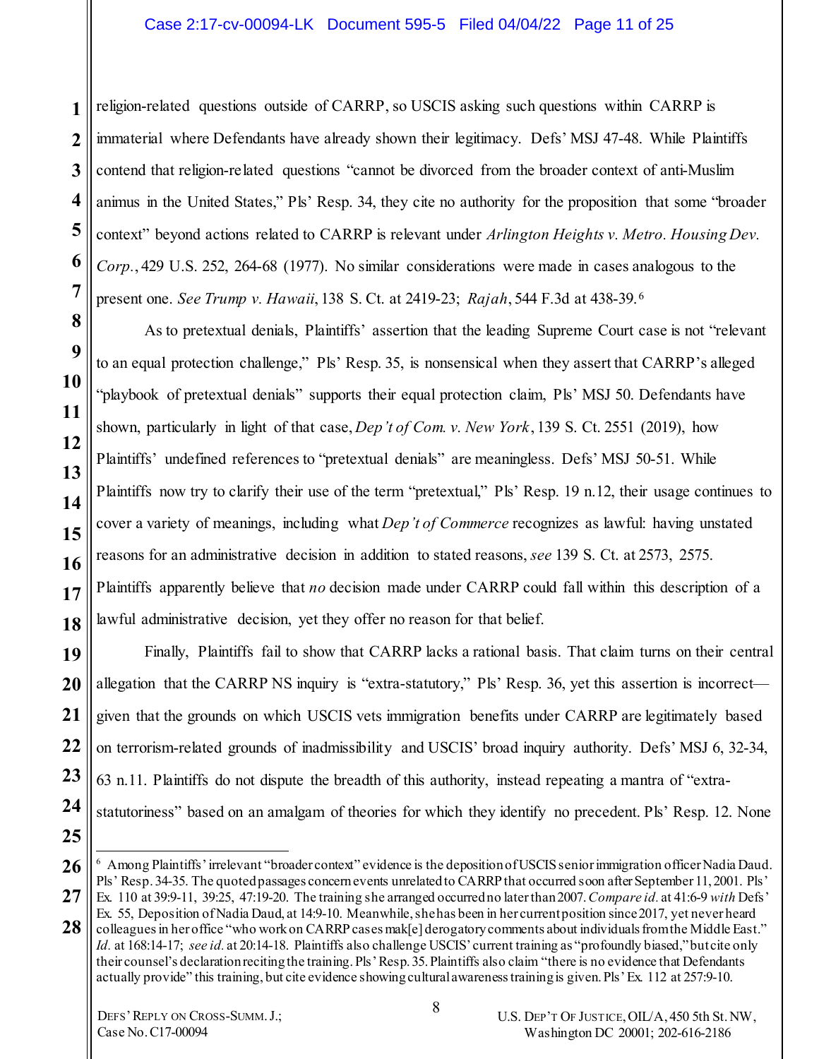religion-related questions outside of CARRP, so USCIS asking such questions within CARRP is immaterial where Defendants have already shown their legitimacy. Defs' MSJ 47-48. While Plaintiffs contend that religion-related questions "cannot be divorced from the broader context of anti-Muslim animus in the United States," Pls' Resp. 34, they cite no authority for the proposition that some "broader context" beyond actions related to CARRP is relevant under *Arlington Heights v. Metro. Housing Dev. Corp.*, 429 U.S. 252, 264-68 (1977). No similar considerations were made in cases analogous to the present one. *See Trump v. Hawaii*, 138 S. Ct. at 2419-23; *Rajah*, 544 F.3d at 438-39.[6]

As to pretextual denials, Plaintiffs' assertion that the leading Supreme Court case is not "relevant to an equal protection challenge," Pls' Resp. 35, is nonsensical when they assert that CARRP's alleged "playbook of pretextual denials" supports their equal protection claim, Pls' MSJ 50. Defendants have shown, particularly in light of that case, *Dep't of Com. v. New York*, 139 S. Ct. 2551 (2019), how Plaintiffs' undefined references to "pretextual denials" are meaningless. Defs' MSJ 50-51. While Plaintiffs now try to clarify their use of the term "pretextual," Pls' Resp. 19 n.12, their usage continues to cover a variety of meanings, including what *Dep't of Commerce* recognizes as lawful: having unstated reasons for an administrative decision in addition to stated reasons, *see* 139 S. Ct. at 2573, 2575. Plaintiffs apparently believe that *no* decision made under CARRP could fall within this description of a lawful administrative decision, yet they offer no reason for that belief.

Finally, Plaintiffs fail to show that CARRP lacks a rational basis. That claim turns on their central allegation that the CARRP NS inquiry is "extra-statutory," Pls' Resp. 36, yet this assertion is incorrect—given that the grounds on which USCIS vets immigration benefits under CARRP are legitimately based on terrorism-related grounds of inadmissibility and USCIS' broad inquiry authority. Defs' MSJ 6, 32-34, 63 n.11. Plaintiffs do not dispute the breadth of this authority, instead repeating a mantra of "extra-statutoriness" based on an amalgam of theories for which they identify no precedent. Pls' Resp. 12. None

---

[6] Among Plaintiffs' irrelevant "broader context" evidence is the deposition of USCIS senior immigration officer Nadia Daud. Pls' Resp. 34-35. The quoted passages concern events unrelated to CARRP that occurred soon after September 11, 2001. Pls' Ex. 110 at 39:9-11, 39:25, 47:19-20. The training she arranged occurred no later than 2007. *Compare id.* at 41:6-9 *with* Defs' Ex. 55, Deposition of Nadia Daud, at 14:9-10. Meanwhile, she has been in her current position since 2017, yet never heard colleagues in her office "who work on CARRP cases mak[e] derogatory comments about individuals from the Middle East." *Id.* at 168:14-17; *see id.* at 20:14-18. Plaintiffs also challenge USCIS' current training as "profoundly biased," but cite only their counsel's declaration reciting the training. Pls' Resp. 35. Plaintiffs also claim "there is no evidence that Defendants actually provide" this training, but cite evidence showing cultural awareness training is given. Pls' Ex. 112 at 257:9-10.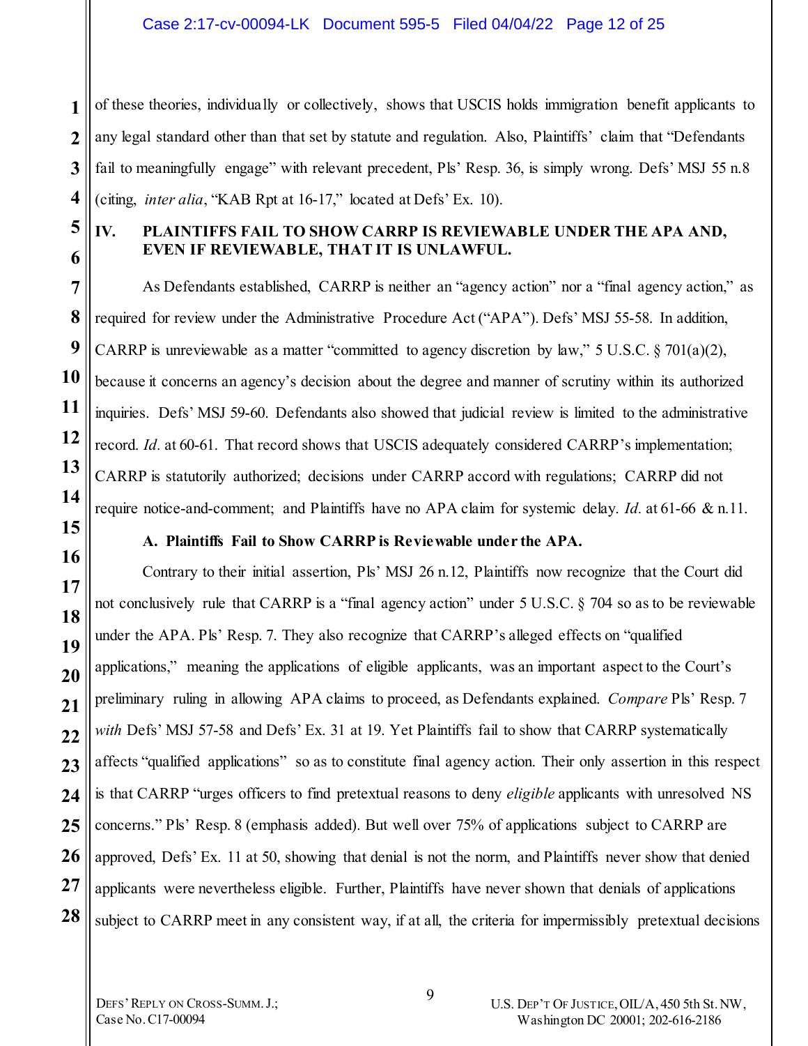of these theories, individually or collectively, shows that USCIS holds immigration benefit applicants to any legal standard other than that set by statute and regulation. Also, Plaintiffs' claim that "Defendants fail to meaningfully engage" with relevant precedent, Pls' Resp. 36, is simply wrong. Defs' MSJ 55 n.8 (citing, *inter alia*, "KAB Rpt at 16-17," located at Defs' Ex. 10).

## IV. PLAINTIFFS FAIL TO SHOW CARRP IS REVIEWABLE UNDER THE APA AND, EVEN IF REVIEWABLE, THAT IT IS UNLAWFUL.

As Defendants established, CARRP is neither an "agency action" nor a "final agency action," as required for review under the Administrative Procedure Act ("APA"). Defs' MSJ 55-58. In addition, CARRP is unreviewable as a matter "committed to agency discretion by law," 5 U.S.C. § 701(a)(2), because it concerns an agency's decision about the degree and manner of scrutiny within its authorized inquiries. Defs' MSJ 59-60. Defendants also showed that judicial review is limited to the administrative record. *Id.* at 60-61. That record shows that USCIS adequately considered CARRP's implementation; CARRP is statutorily authorized; decisions under CARRP accord with regulations; CARRP did not require notice-and-comment; and Plaintiffs have no APA claim for systemic delay. *Id.* at 61-66 & n.11.

### A. Plaintiffs Fail to Show CARRP is Reviewable under the APA.

Contrary to their initial assertion, Pls' MSJ 26 n.12, Plaintiffs now recognize that the Court did not conclusively rule that CARRP is a "final agency action" under 5 U.S.C. § 704 so as to be reviewable under the APA. Pls' Resp. 7. They also recognize that CARRP's alleged effects on "qualified applications," meaning the applications of eligible applicants, was an important aspect to the Court's preliminary ruling in allowing APA claims to proceed, as Defendants explained. *Compare* Pls' Resp. 7 *with* Defs' MSJ 57-58 and Defs' Ex. 31 at 19. Yet Plaintiffs fail to show that CARRP systematically affects "qualified applications" so as to constitute final agency action. Their only assertion in this respect is that CARRP "urges officers to find pretextual reasons to deny *eligible* applicants with unresolved NS concerns." Pls' Resp. 8 (emphasis added). But well over 75% of applications subject to CARRP are approved, Defs' Ex. 11 at 50, showing that denial is not the norm, and Plaintiffs never show that denied applicants were nevertheless eligible. Further, Plaintiffs have never shown that denials of applications subject to CARRP meet in any consistent way, if at all, the criteria for impermissibly pretextual decisions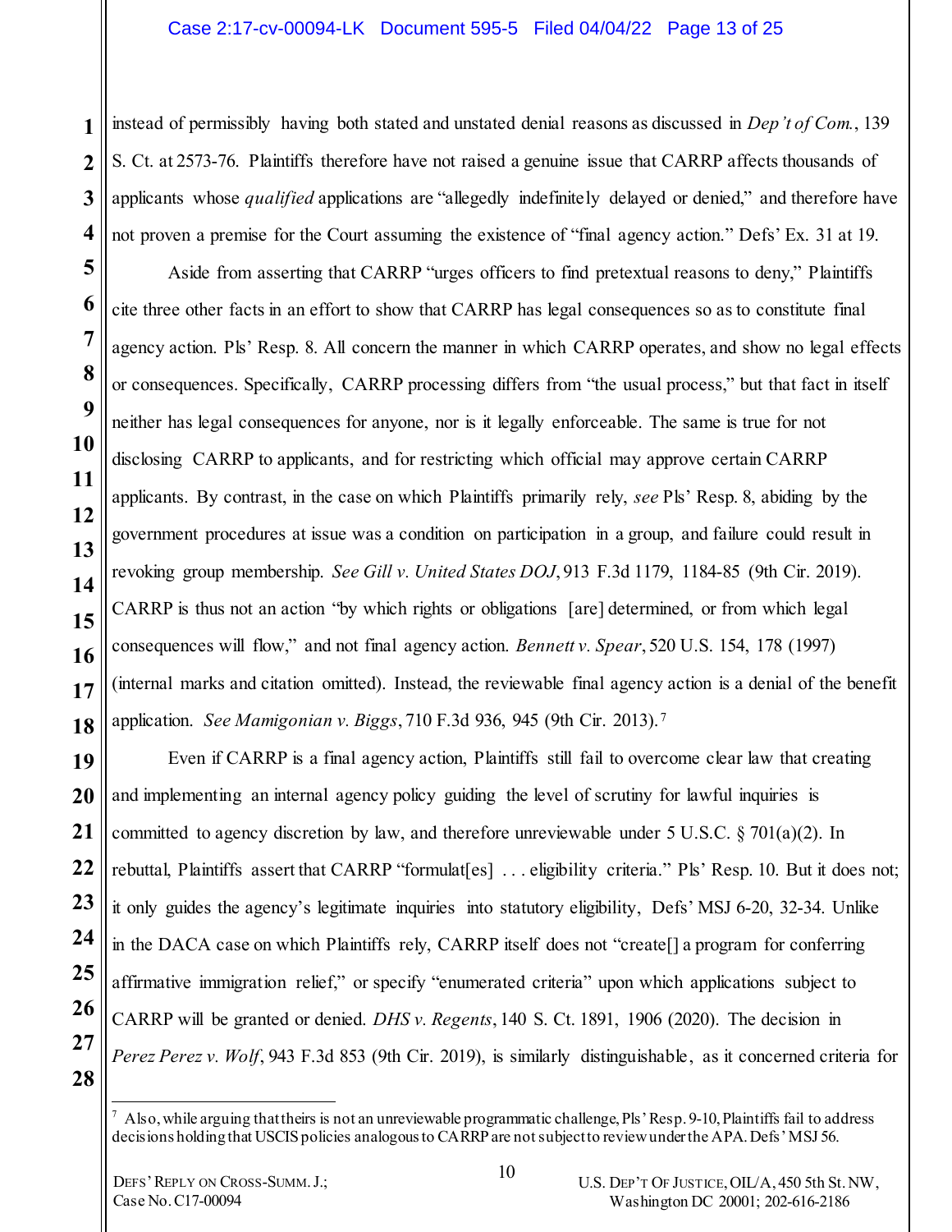instead of permissibly having both stated and unstated denial reasons as discussed in *Dep't of Com.*, 139 S. Ct. at 2573-76. Plaintiffs therefore have not raised a genuine issue that CARRP affects thousands of applicants whose *qualified* applications are "allegedly indefinitely delayed or denied," and therefore have not proven a premise for the Court assuming the existence of "final agency action." Defs' Ex. 31 at 19.

Aside from asserting that CARRP "urges officers to find pretextual reasons to deny," Plaintiffs cite three other facts in an effort to show that CARRP has legal consequences so as to constitute final agency action. Pls' Resp. 8. All concern the manner in which CARRP operates, and show no legal effects or consequences. Specifically, CARRP processing differs from "the usual process," but that fact in itself neither has legal consequences for anyone, nor is it legally enforceable. The same is true for not disclosing CARRP to applicants, and for restricting which official may approve certain CARRP applicants. By contrast, in the case on which Plaintiffs primarily rely, *see* Pls' Resp. 8, abiding by the government procedures at issue was a condition on participation in a group, and failure could result in revoking group membership. *See Gill v. United States DOJ*, 913 F.3d 1179, 1184-85 (9th Cir. 2019). CARRP is thus not an action "by which rights or obligations [are] determined, or from which legal consequences will flow," and not final agency action. *Bennett v. Spear*, 520 U.S. 154, 178 (1997) (internal marks and citation omitted). Instead, the reviewable final agency action is a denial of the benefit application. *See Mamigonian v. Biggs*, 710 F.3d 936, 945 (9th Cir. 2013).[7]

Even if CARRP is a final agency action, Plaintiffs still fail to overcome clear law that creating and implementing an internal agency policy guiding the level of scrutiny for lawful inquiries is committed to agency discretion by law, and therefore unreviewable under 5 U.S.C. § 701(a)(2). In rebuttal, Plaintiffs assert that CARRP "formulat[es] . . . eligibility criteria." Pls' Resp. 10. But it does not; it only guides the agency's legitimate inquiries into statutory eligibility, Defs' MSJ 6-20, 32-34. Unlike in the DACA case on which Plaintiffs rely, CARRP itself does not "create[] a program for conferring affirmative immigration relief," or specify "enumerated criteria" upon which applications subject to CARRP will be granted or denied. *DHS v. Regents*, 140 S. Ct. 1891, 1906 (2020). The decision in *Perez Perez v. Wolf*, 943 F.3d 853 (9th Cir. 2019), is similarly distinguishable, as it concerned criteria for

---

[7] Also, while arguing that theirs is not an unreviewable programmatic challenge, Pls' Resp. 9-10, Plaintiffs fail to address decisions holding that USCIS policies analogous to CARRP are not subject to review under the APA. Defs' MSJ 56.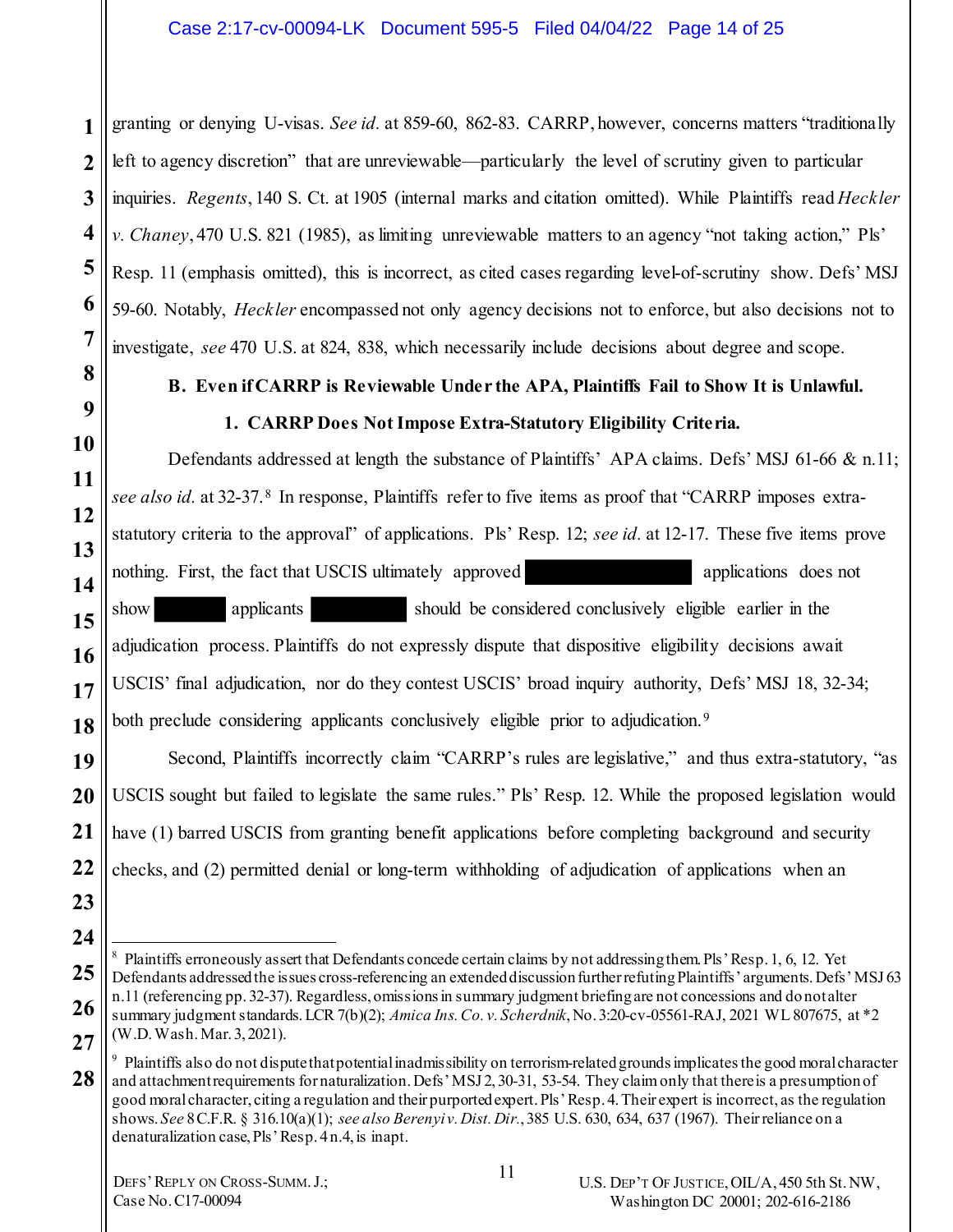granting or denying U-visas. *See id.* at 859-60, 862-83. CARRP, however, concerns matters "traditionally left to agency discretion" that are unreviewable—particularly the level of scrutiny given to particular inquiries. *Regents*, 140 S. Ct. at 1905 (internal marks and citation omitted). While Plaintiffs read *Heckler v. Chaney*, 470 U.S. 821 (1985), as limiting unreviewable matters to an agency "not taking action," Pls' Resp. 11 (emphasis omitted), this is incorrect, as cited cases regarding level-of-scrutiny show. Defs' MSJ 59-60. Notably, *Heckler* encompassed not only agency decisions not to enforce, but also decisions not to investigate, *see* 470 U.S. at 824, 838, which necessarily include decisions about degree and scope.

**B. Even if CARRP is Reviewable Under the APA, Plaintiffs Fail to Show It is Unlawful.**

**1. CARRP Does Not Impose Extra-Statutory Eligibility Criteria.**

Defendants addressed at length the substance of Plaintiffs' APA claims. Defs' MSJ 61-66 & n.11; *see also id.* at 32-37.[8] In response, Plaintiffs refer to five items as proof that "CARRP imposes extra-statutory criteria to the approval" of applications. Pls' Resp. 12; *see id.* at 12-17. These five items prove nothing. First, the fact that USCIS ultimately approved [REDACTED] applications does not show [REDACTED] applicants [REDACTED] should be considered conclusively eligible earlier in the adjudication process. Plaintiffs do not expressly dispute that dispositive eligibility decisions await USCIS' final adjudication, nor do they contest USCIS' broad inquiry authority, Defs' MSJ 18, 32-34; both preclude considering applicants conclusively eligible prior to adjudication.[9]

Second, Plaintiffs incorrectly claim "CARRP's rules are legislative," and thus extra-statutory, "as USCIS sought but failed to legislate the same rules." Pls' Resp. 12. While the proposed legislation would have (1) barred USCIS from granting benefit applications before completing background and security checks, and (2) permitted denial or long-term withholding of adjudication of applications when an

---

[8] Plaintiffs erroneously assert that Defendants concede certain claims by not addressing them. Pls' Resp. 1, 6, 12. Yet Defendants addressed the issues cross-referencing an extended discussion further refuting Plaintiffs' arguments. Defs' MSJ 63 n.11 (referencing pp. 32-37). Regardless, omissions in summary judgment briefing are not concessions and do not alter summary judgment standards. LCR 7(b)(2); *Amica Ins. Co. v. Scherdnik*, No. 3:20-cv-05561-RAJ, 2021 WL 807675, at *2 (W.D. Wash. Mar. 3, 2021).

[9] Plaintiffs also do not dispute that potential inadmissibility on terrorism-related grounds implicates the good moral character and attachment requirements for naturalization. Defs' MSJ 2, 30-31, 53-54. They claim only that there is a presumption of good moral character, citing a regulation and their purported expert. Pls' Resp. 4. Their expert is incorrect, as the regulation shows. *See* 8 C.F.R. § 316.10(a)(1); *see also Berenyi v. Dist. Dir.*, 385 U.S. 630, 634, 637 (1967). Their reliance on a denaturalization case, Pls' Resp. 4 n.4, is inapt.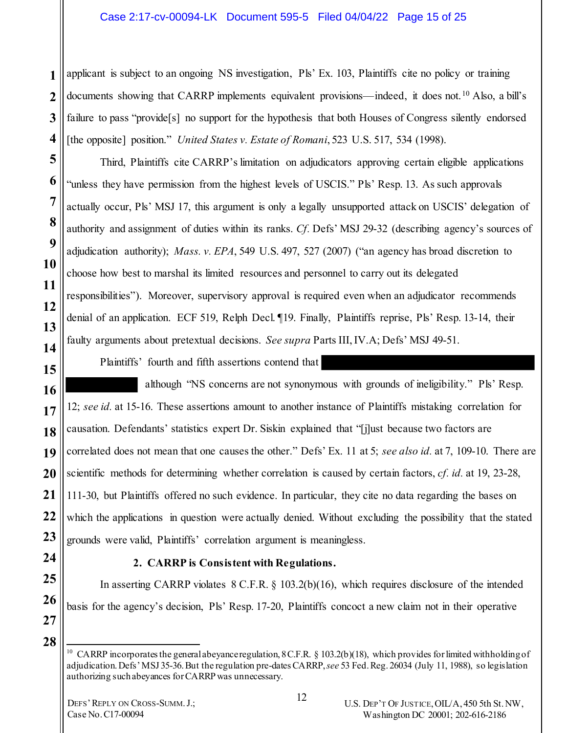applicant is subject to an ongoing NS investigation, Pls' Ex. 103, Plaintiffs cite no policy or training documents showing that CARRP implements equivalent provisions—indeed, it does not.[10] Also, a bill's failure to pass "provide[s] no support for the hypothesis that both Houses of Congress silently endorsed [the opposite] position." *United States v. Estate of Romani*, 523 U.S. 517, 534 (1998).

Third, Plaintiffs cite CARRP's limitation on adjudicators approving certain eligible applications "unless they have permission from the highest levels of USCIS." Pls' Resp. 13. As such approvals actually occur, Pls' MSJ 17, this argument is only a legally unsupported attack on USCIS' delegation of authority and assignment of duties within its ranks. *Cf.* Defs' MSJ 29-32 (describing agency's sources of adjudication authority); *Mass. v. EPA*, 549 U.S. 497, 527 (2007) ("an agency has broad discretion to choose how best to marshal its limited resources and personnel to carry out its delegated responsibilities"). Moreover, supervisory approval is required even when an adjudicator recommends denial of an application. ECF 519, Relph Decl. ¶19. Finally, Plaintiffs reprise, Pls' Resp. 13-14, their faulty arguments about pretextual decisions. *See supra* Parts III, IV.A; Defs' MSJ 49-51.

Plaintiffs' fourth and fifth assertions contend that [REDACTED] although "NS concerns are not synonymous with grounds of ineligibility." Pls' Resp. 12; *see id.* at 15-16. These assertions amount to another instance of Plaintiffs mistaking correlation for causation. Defendants' statistics expert Dr. Siskin explained that "[j]ust because two factors are correlated does not mean that one causes the other." Defs' Ex. 11 at 5; *see also id.* at 7, 109-10. There are scientific methods for determining whether correlation is caused by certain factors, *cf. id.* at 19, 23-28, 111-30, but Plaintiffs offered no such evidence. In particular, they cite no data regarding the bases on which the applications in question were actually denied. Without excluding the possibility that the stated grounds were valid, Plaintiffs' correlation argument is meaningless.

**2. CARRP is Consistent with Regulations.**

In asserting CARRP violates 8 C.F.R. § 103.2(b)(16), which requires disclosure of the intended basis for the agency's decision, Pls' Resp. 17-20, Plaintiffs concoct a new claim not in their operative

---

[10] CARRP incorporates the general abeyance regulation, 8 C.F.R. § 103.2(b)(18), which provides for limited withholding of adjudication. Defs' MSJ 35-36. But the regulation pre-dates CARRP, *see* 53 Fed. Reg. 26034 (July 11, 1988), so legislation authorizing such abeyances for CARRP was unnecessary.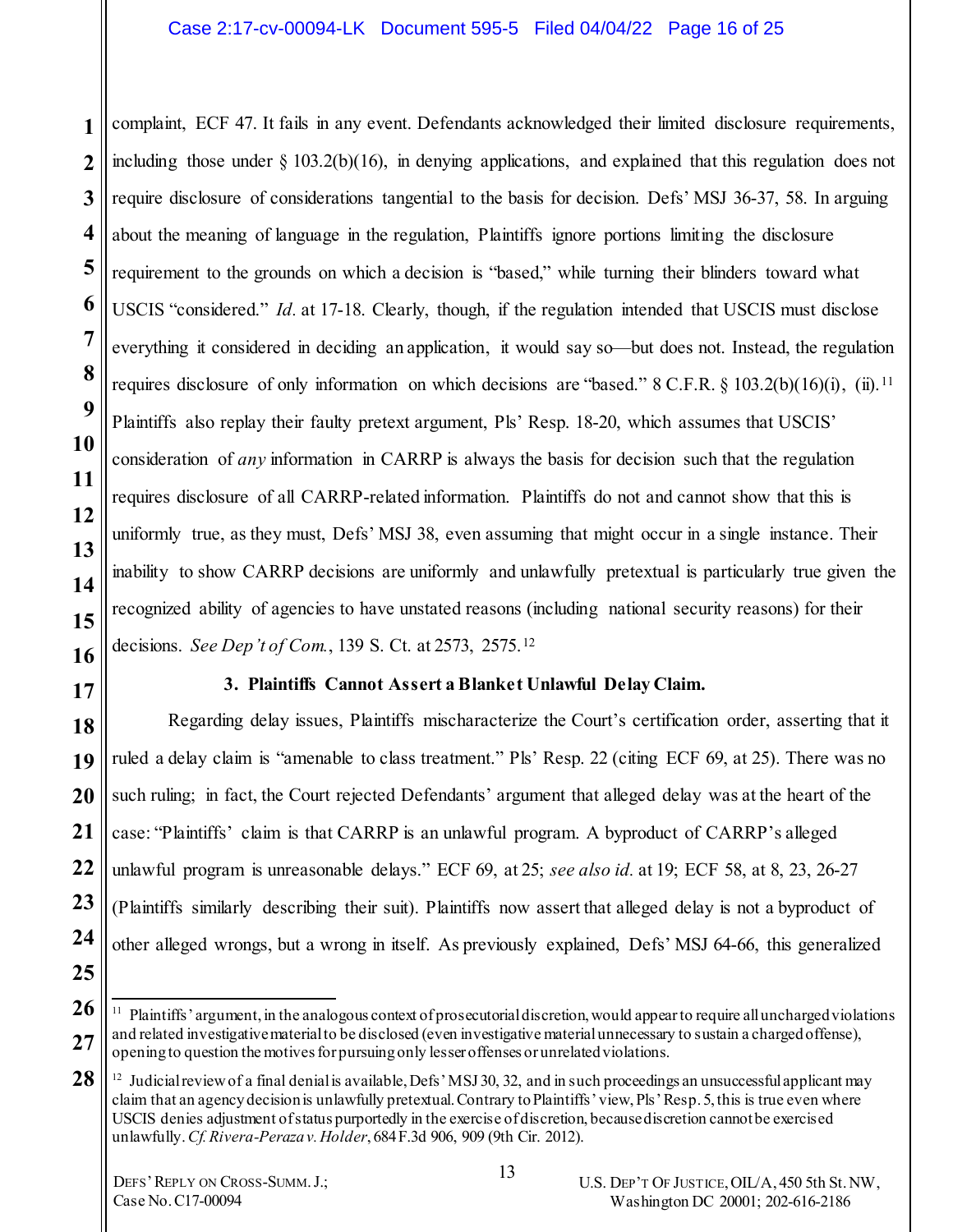complaint, ECF 47. It fails in any event. Defendants acknowledged their limited disclosure requirements, including those under § 103.2(b)(16), in denying applications, and explained that this regulation does not require disclosure of considerations tangential to the basis for decision. Defs' MSJ 36-37, 58. In arguing about the meaning of language in the regulation, Plaintiffs ignore portions limiting the disclosure requirement to the grounds on which a decision is "based," while turning their blinders toward what USCIS "considered." *Id.* at 17-18. Clearly, though, if the regulation intended that USCIS must disclose everything it considered in deciding an application, it would say so—but does not. Instead, the regulation requires disclosure of only information on which decisions are "based." 8 C.F.R. § 103.2(b)(16)(i), (ii).[11] Plaintiffs also replay their faulty pretext argument, Pls' Resp. 18-20, which assumes that USCIS' consideration of *any* information in CARRP is always the basis for decision such that the regulation requires disclosure of all CARRP-related information. Plaintiffs do not and cannot show that this is uniformly true, as they must, Defs' MSJ 38, even assuming that might occur in a single instance. Their inability to show CARRP decisions are uniformly and unlawfully pretextual is particularly true given the recognized ability of agencies to have unstated reasons (including national security reasons) for their decisions. *See Dep't of Com.*, 139 S. Ct. at 2573, 2575.[12]

### 3. Plaintiffs Cannot Assert a Blanket Unlawful Delay Claim.

Regarding delay issues, Plaintiffs mischaracterize the Court's certification order, asserting that it ruled a delay claim is "amenable to class treatment." Pls' Resp. 22 (citing ECF 69, at 25). There was no such ruling; in fact, the Court rejected Defendants' argument that alleged delay was at the heart of the case: "Plaintiffs' claim is that CARRP is an unlawful program. A byproduct of CARRP's alleged unlawful program is unreasonable delays." ECF 69, at 25; *see also id.* at 19; ECF 58, at 8, 23, 26-27 (Plaintiffs similarly describing their suit). Plaintiffs now assert that alleged delay is not a byproduct of other alleged wrongs, but a wrong in itself. As previously explained, Defs' MSJ 64-66, this generalized

---

[11] Plaintiffs' argument, in the analogous context of prosecutorial discretion, would appear to require all uncharged violations and related investigative material to be disclosed (even investigative material unnecessary to sustain a charged offense), opening to question the motives for pursuing only lesser offenses or unrelated violations.

[12] Judicial review of a final denial is available, Defs' MSJ 30, 32, and in such proceedings an unsuccessful applicant may claim that an agency decision is unlawfully pretextual. Contrary to Plaintiffs' view, Pls' Resp. 5, this is true even where USCIS denies adjustment of status purportedly in the exercise of discretion, because discretion cannot be exercised unlawfully. *Cf. Rivera-Peraza v. Holder*, 684 F.3d 906, 909 (9th Cir. 2012).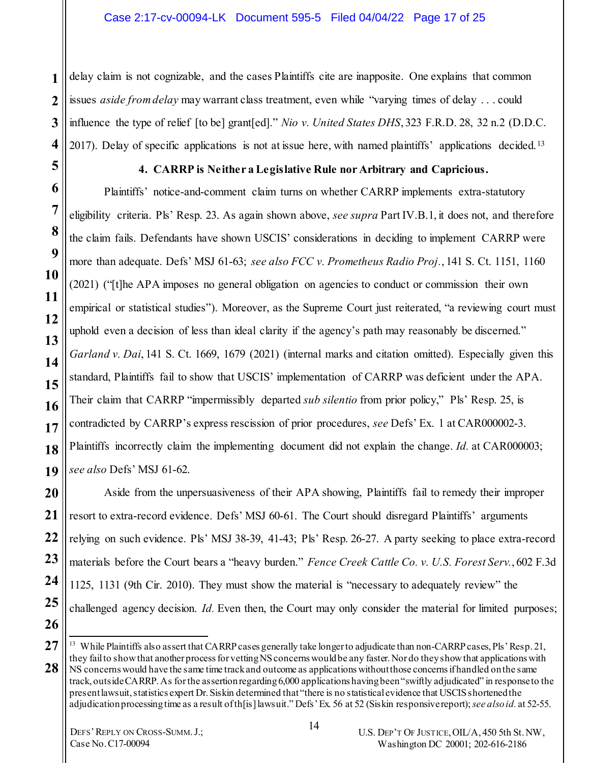delay claim is not cognizable, and the cases Plaintiffs cite are inapposite. One explains that common issues *aside from delay* may warrant class treatment, even while "varying times of delay . . . could influence the type of relief [to be] grant[ed]." *Nio v. United States DHS*, 323 F.R.D. 28, 32 n.2 (D.D.C. 2017). Delay of specific applications is not at issue here, with named plaintiffs' applications decided.[13]

**4. CARRP is Neither a Legislative Rule nor Arbitrary and Capricious.**

Plaintiffs' notice-and-comment claim turns on whether CARRP implements extra-statutory eligibility criteria. Pls' Resp. 23. As again shown above, *see supra* Part IV.B.1, it does not, and therefore the claim fails. Defendants have shown USCIS' considerations in deciding to implement CARRP were more than adequate. Defs' MSJ 61-63; *see also FCC v. Prometheus Radio Proj.*, 141 S. Ct. 1151, 1160 (2021) ("[t]he APA imposes no general obligation on agencies to conduct or commission their own empirical or statistical studies"). Moreover, as the Supreme Court just reiterated, "a reviewing court must uphold even a decision of less than ideal clarity if the agency's path may reasonably be discerned." *Garland v. Dai*, 141 S. Ct. 1669, 1679 (2021) (internal marks and citation omitted). Especially given this standard, Plaintiffs fail to show that USCIS' implementation of CARRP was deficient under the APA. Their claim that CARRP "impermissibly departed *sub silentio* from prior policy," Pls' Resp. 25, is contradicted by CARRP's express rescission of prior procedures, *see* Defs' Ex. 1 at CAR000002-3. Plaintiffs incorrectly claim the implementing document did not explain the change. *Id.* at CAR000003; *see also* Defs' MSJ 61-62.

Aside from the unpersuasiveness of their APA showing, Plaintiffs fail to remedy their improper resort to extra-record evidence. Defs' MSJ 60-61. The Court should disregard Plaintiffs' arguments relying on such evidence. Pls' MSJ 38-39, 41-43; Pls' Resp. 26-27. A party seeking to place extra-record materials before the Court bears a "heavy burden." *Fence Creek Cattle Co. v. U.S. Forest Serv.*, 602 F.3d 1125, 1131 (9th Cir. 2010). They must show the material is "necessary to adequately review" the challenged agency decision. *Id.* Even then, the Court may only consider the material for limited purposes;

---

[13] While Plaintiffs also assert that CARRP cases generally take longer to adjudicate than non-CARRP cases, Pls' Resp. 21, they fail to show that another process for vetting NS concerns would be any faster. Nor do they show that applications with NS concerns would have the same time track and outcome as applications without those concerns if handled on the same track, outside CARRP. As for the assertion regarding 6,000 applications having been "swiftly adjudicated" in response to the present lawsuit, statistics expert Dr. Siskin determined that "there is no statistical evidence that USCIS shortened the adjudication processing time as a result of th[is] lawsuit." Defs' Ex. 56 at 52 (Siskin responsive report); *see also id.* at 52-55.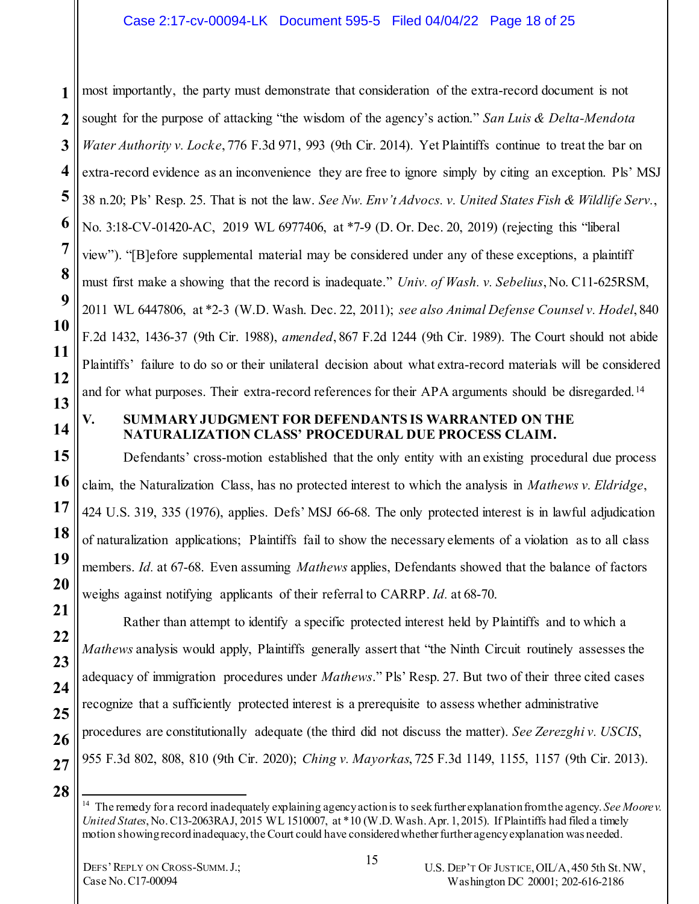most importantly, the party must demonstrate that consideration of the extra-record document is not sought for the purpose of attacking "the wisdom of the agency's action." *San Luis & Delta-Mendota Water Authority v. Locke*, 776 F.3d 971, 993 (9th Cir. 2014). Yet Plaintiffs continue to treat the bar on extra-record evidence as an inconvenience they are free to ignore simply by citing an exception. Pls' MSJ 38 n.20; Pls' Resp. 25. That is not the law. *See Nw. Env't Advocs. v. United States Fish & Wildlife Serv.*, No. 3:18-CV-01420-AC, 2019 WL 6977406, at *7-9 (D. Or. Dec. 20, 2019) (rejecting this "liberal view"). "[B]efore supplemental material may be considered under any of these exceptions, a plaintiff must first make a showing that the record is inadequate." *Univ. of Wash. v. Sebelius*, No. C11-625RSM, 2011 WL 6447806, at *2-3 (W.D. Wash. Dec. 22, 2011); *see also Animal Defense Counsel v. Hodel*, 840 F.2d 1432, 1436-37 (9th Cir. 1988), *amended*, 867 F.2d 1244 (9th Cir. 1989). The Court should not abide Plaintiffs' failure to do so or their unilateral decision about what extra-record materials will be considered and for what purposes. Their extra-record references for their APA arguments should be disregarded.[14]

## V. SUMMARY JUDGMENT FOR DEFENDANTS IS WARRANTED ON THE NATURALIZATION CLASS' PROCEDURAL DUE PROCESS CLAIM.

Defendants' cross-motion established that the only entity with an existing procedural due process claim, the Naturalization Class, has no protected interest to which the analysis in *Mathews v. Eldridge*, 424 U.S. 319, 335 (1976), applies. Defs' MSJ 66-68. The only protected interest is in lawful adjudication of naturalization applications; Plaintiffs fail to show the necessary elements of a violation as to all class members. *Id.* at 67-68. Even assuming *Mathews* applies, Defendants showed that the balance of factors weighs against notifying applicants of their referral to CARRP. *Id.* at 68-70.

Rather than attempt to identify a specific protected interest held by Plaintiffs and to which a *Mathews* analysis would apply, Plaintiffs generally assert that "the Ninth Circuit routinely assesses the adequacy of immigration procedures under *Mathews*." Pls' Resp. 27. But two of their three cited cases recognize that a sufficiently protected interest is a prerequisite to assess whether administrative procedures are constitutionally adequate (the third did not discuss the matter). *See Zerezghi v. USCIS*, 955 F.3d 802, 808, 810 (9th Cir. 2020); *Ching v. Mayorkas*, 725 F.3d 1149, 1155, 1157 (9th Cir. 2013).

[14] The remedy for a record inadequately explaining agency action is to seek further explanation from the agency. *See Moore v. United States*, No. C13-2063RAJ, 2015 WL 1510007, at *10 (W.D. Wash. Apr. 1, 2015). If Plaintiffs had filed a timely motion showing record inadequacy, the Court could have considered whether further agency explanation was needed.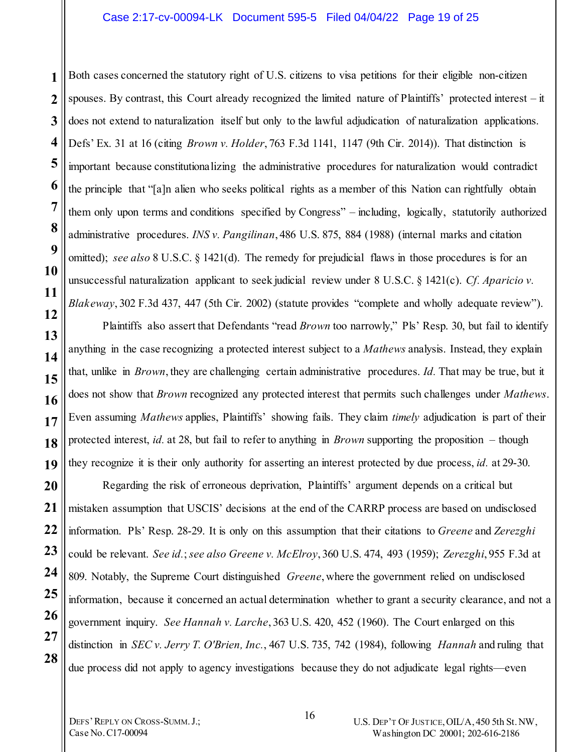Both cases concerned the statutory right of U.S. citizens to visa petitions for their eligible non-citizen spouses. By contrast, this Court already recognized the limited nature of Plaintiffs' protected interest – it does not extend to naturalization itself but only to the lawful adjudication of naturalization applications. Defs' Ex. 31 at 16 (citing *Brown v. Holder*, 763 F.3d 1141, 1147 (9th Cir. 2014)). That distinction is important because constitutionalizing the administrative procedures for naturalization would contradict the principle that "[a]n alien who seeks political rights as a member of this Nation can rightfully obtain them only upon terms and conditions specified by Congress" – including, logically, statutorily authorized administrative procedures. *INS v. Pangilinan*, 486 U.S. 875, 884 (1988) (internal marks and citation omitted); *see also* 8 U.S.C. § 1421(d). The remedy for prejudicial flaws in those procedures is for an unsuccessful naturalization applicant to seek judicial review under 8 U.S.C. § 1421(c). *Cf. Aparicio v. Blakeway*, 302 F.3d 437, 447 (5th Cir. 2002) (statute provides "complete and wholly adequate review").

Plaintiffs also assert that Defendants "read *Brown* too narrowly," Pls' Resp. 30, but fail to identify anything in the case recognizing a protected interest subject to a *Mathews* analysis. Instead, they explain that, unlike in *Brown*, they are challenging certain administrative procedures. *Id.* That may be true, but it does not show that *Brown* recognized any protected interest that permits such challenges under *Mathews*. Even assuming *Mathews* applies, Plaintiffs' showing fails. They claim *timely* adjudication is part of their protected interest, *id.* at 28, but fail to refer to anything in *Brown* supporting the proposition – though they recognize it is their only authority for asserting an interest protected by due process, *id.* at 29-30.

Regarding the risk of erroneous deprivation, Plaintiffs' argument depends on a critical but mistaken assumption that USCIS' decisions at the end of the CARRP process are based on undisclosed information. Pls' Resp. 28-29. It is only on this assumption that their citations to *Greene* and *Zerezghi* could be relevant. *See id.*; *see also Greene v. McElroy*, 360 U.S. 474, 493 (1959); *Zerezghi*, 955 F.3d at 809. Notably, the Supreme Court distinguished *Greene*, where the government relied on undisclosed information, because it concerned an actual determination whether to grant a security clearance, and not a government inquiry. *See Hannah v. Larche*, 363 U.S. 420, 452 (1960). The Court enlarged on this distinction in *SEC v. Jerry T. O'Brien, Inc.*, 467 U.S. 735, 742 (1984), following *Hannah* and ruling that due process did not apply to agency investigations because they do not adjudicate legal rights—even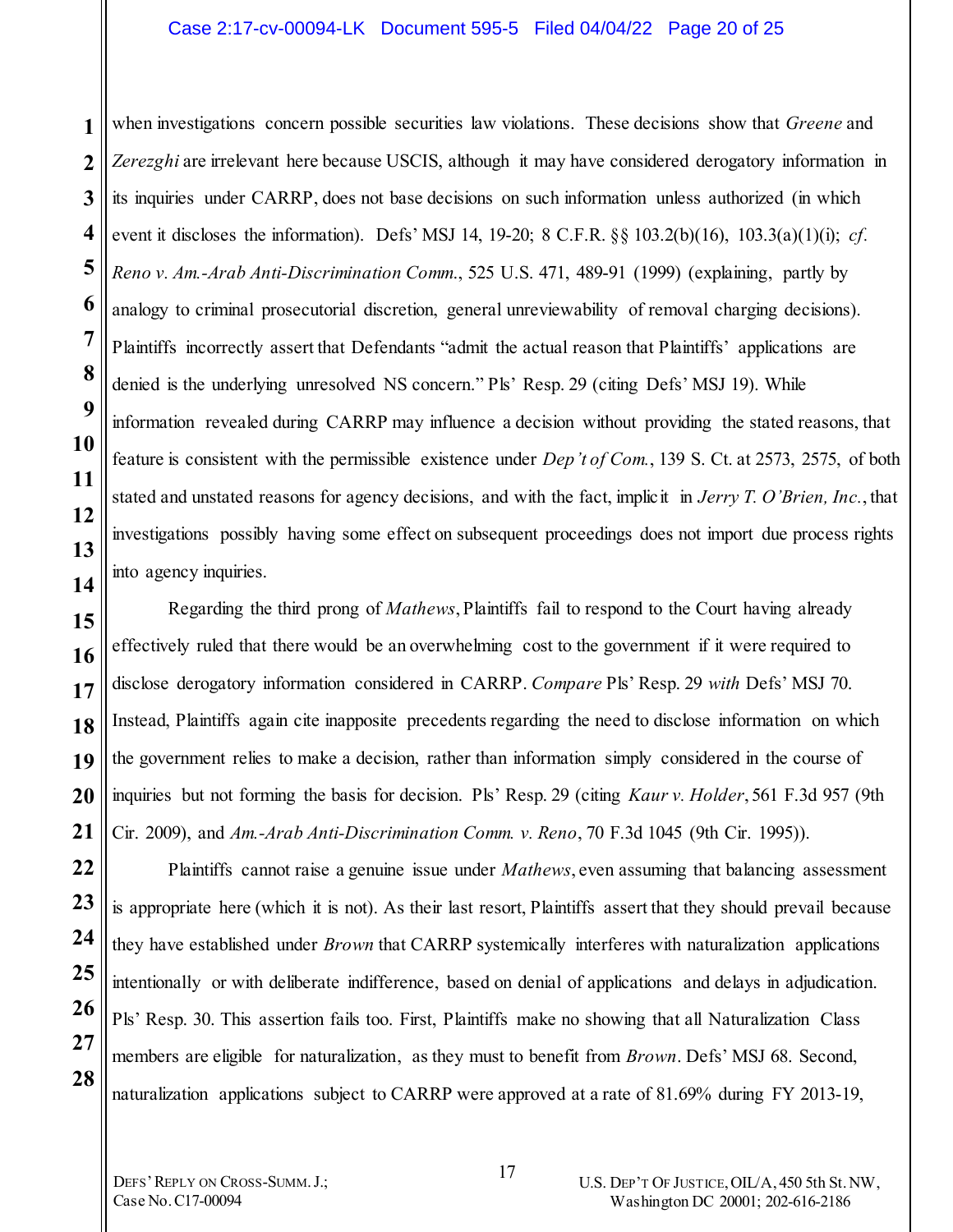when investigations concern possible securities law violations. These decisions show that *Greene* and *Zerezghi* are irrelevant here because USCIS, although it may have considered derogatory information in its inquiries under CARRP, does not base decisions on such information unless authorized (in which event it discloses the information). Defs' MSJ 14, 19-20; 8 C.F.R. §§ 103.2(b)(16), 103.3(a)(1)(i); *cf. Reno v. Am.-Arab Anti-Discrimination Comm.*, 525 U.S. 471, 489-91 (1999) (explaining, partly by analogy to criminal prosecutorial discretion, general unreviewability of removal charging decisions). Plaintiffs incorrectly assert that Defendants "admit the actual reason that Plaintiffs' applications are denied is the underlying unresolved NS concern." Pls' Resp. 29 (citing Defs' MSJ 19). While information revealed during CARRP may influence a decision without providing the stated reasons, that feature is consistent with the permissible existence under *Dep't of Com.*, 139 S. Ct. at 2573, 2575, of both stated and unstated reasons for agency decisions, and with the fact, implicit in *Jerry T. O'Brien, Inc.*, that investigations possibly having some effect on subsequent proceedings does not import due process rights into agency inquiries.

Regarding the third prong of *Mathews*, Plaintiffs fail to respond to the Court having already effectively ruled that there would be an overwhelming cost to the government if it were required to disclose derogatory information considered in CARRP. *Compare* Pls' Resp. 29 *with* Defs' MSJ 70. Instead, Plaintiffs again cite inapposite precedents regarding the need to disclose information on which the government relies to make a decision, rather than information simply considered in the course of inquiries but not forming the basis for decision. Pls' Resp. 29 (citing *Kaur v. Holder*, 561 F.3d 957 (9th Cir. 2009), and *Am.-Arab Anti-Discrimination Comm. v. Reno*, 70 F.3d 1045 (9th Cir. 1995)).

Plaintiffs cannot raise a genuine issue under *Mathews*, even assuming that balancing assessment is appropriate here (which it is not). As their last resort, Plaintiffs assert that they should prevail because they have established under *Brown* that CARRP systemically interferes with naturalization applications intentionally or with deliberate indifference, based on denial of applications and delays in adjudication. Pls' Resp. 30. This assertion fails too. First, Plaintiffs make no showing that all Naturalization Class members are eligible for naturalization, as they must to benefit from *Brown*. Defs' MSJ 68. Second, naturalization applications subject to CARRP were approved at a rate of 81.69% during FY 2013-19,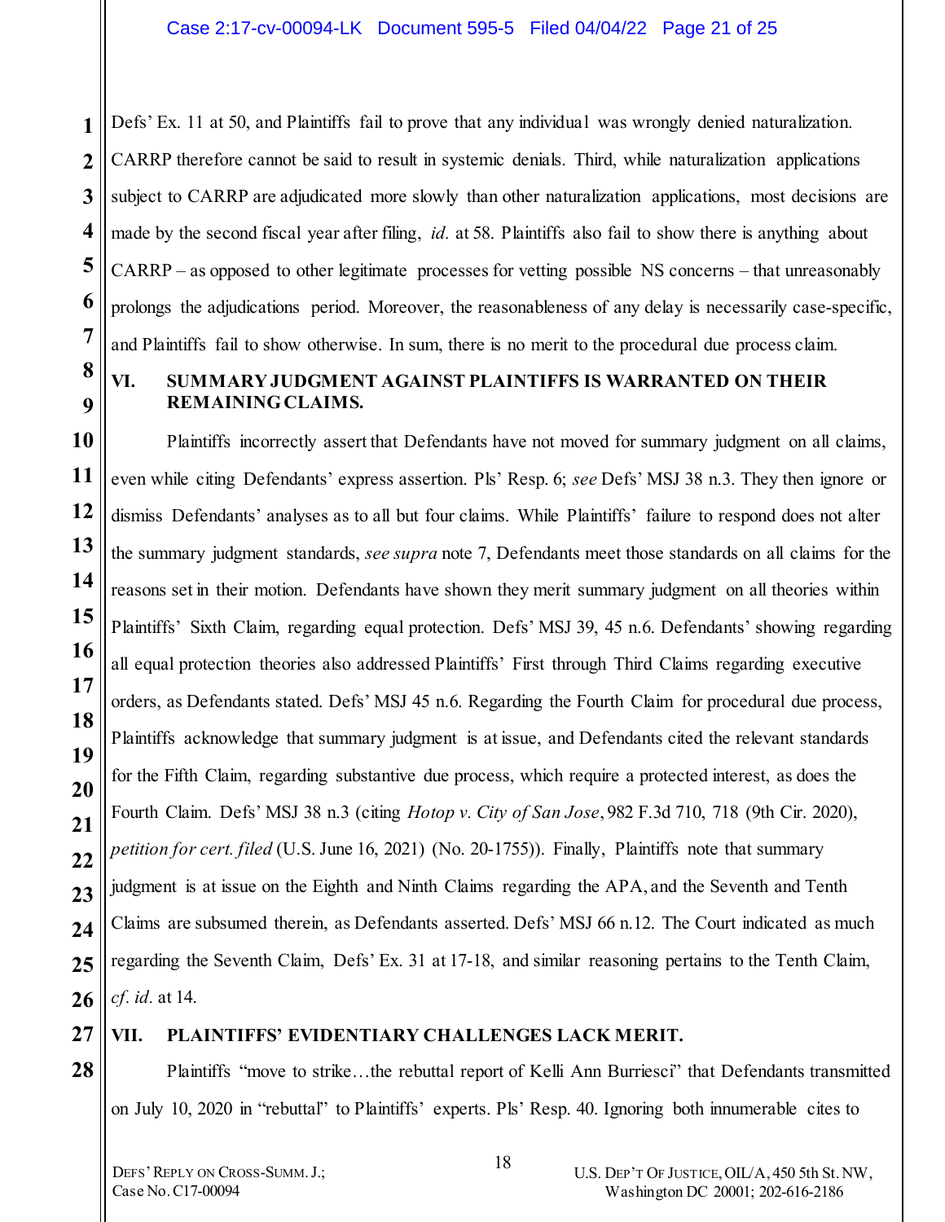Defs' Ex. 11 at 50, and Plaintiffs fail to prove that any individual was wrongly denied naturalization. CARRP therefore cannot be said to result in systemic denials. Third, while naturalization applications subject to CARRP are adjudicated more slowly than other naturalization applications, most decisions are made by the second fiscal year after filing, *id.* at 58. Plaintiffs also fail to show there is anything about CARRP – as opposed to other legitimate processes for vetting possible NS concerns – that unreasonably prolongs the adjudications period. Moreover, the reasonableness of any delay is necessarily case-specific, and Plaintiffs fail to show otherwise. In sum, there is no merit to the procedural due process claim.

## VI. SUMMARY JUDGMENT AGAINST PLAINTIFFS IS WARRANTED ON THEIR REMAINING CLAIMS.

Plaintiffs incorrectly assert that Defendants have not moved for summary judgment on all claims, even while citing Defendants' express assertion. Pls' Resp. 6; *see* Defs' MSJ 38 n.3. They then ignore or dismiss Defendants' analyses as to all but four claims. While Plaintiffs' failure to respond does not alter the summary judgment standards, *see supra* note 7, Defendants meet those standards on all claims for the reasons set in their motion. Defendants have shown they merit summary judgment on all theories within Plaintiffs' Sixth Claim, regarding equal protection. Defs' MSJ 39, 45 n.6. Defendants' showing regarding all equal protection theories also addressed Plaintiffs' First through Third Claims regarding executive orders, as Defendants stated. Defs' MSJ 45 n.6. Regarding the Fourth Claim for procedural due process, Plaintiffs acknowledge that summary judgment is at issue, and Defendants cited the relevant standards for the Fifth Claim, regarding substantive due process, which require a protected interest, as does the Fourth Claim. Defs' MSJ 38 n.3 (citing *Hotop v. City of San Jose*, 982 F.3d 710, 718 (9th Cir. 2020), *petition for cert. filed* (U.S. June 16, 2021) (No. 20-1755)). Finally, Plaintiffs note that summary judgment is at issue on the Eighth and Ninth Claims regarding the APA, and the Seventh and Tenth Claims are subsumed therein, as Defendants asserted. Defs' MSJ 66 n.12. The Court indicated as much regarding the Seventh Claim, Defs' Ex. 31 at 17-18, and similar reasoning pertains to the Tenth Claim, *cf. id.* at 14.

## VII. PLAINTIFFS' EVIDENTIARY CHALLENGES LACK MERIT.

Plaintiffs "move to strike…the rebuttal report of Kelli Ann Burriesci" that Defendants transmitted on July 10, 2020 in "rebuttal" to Plaintiffs' experts. Pls' Resp. 40. Ignoring both innumerable cites to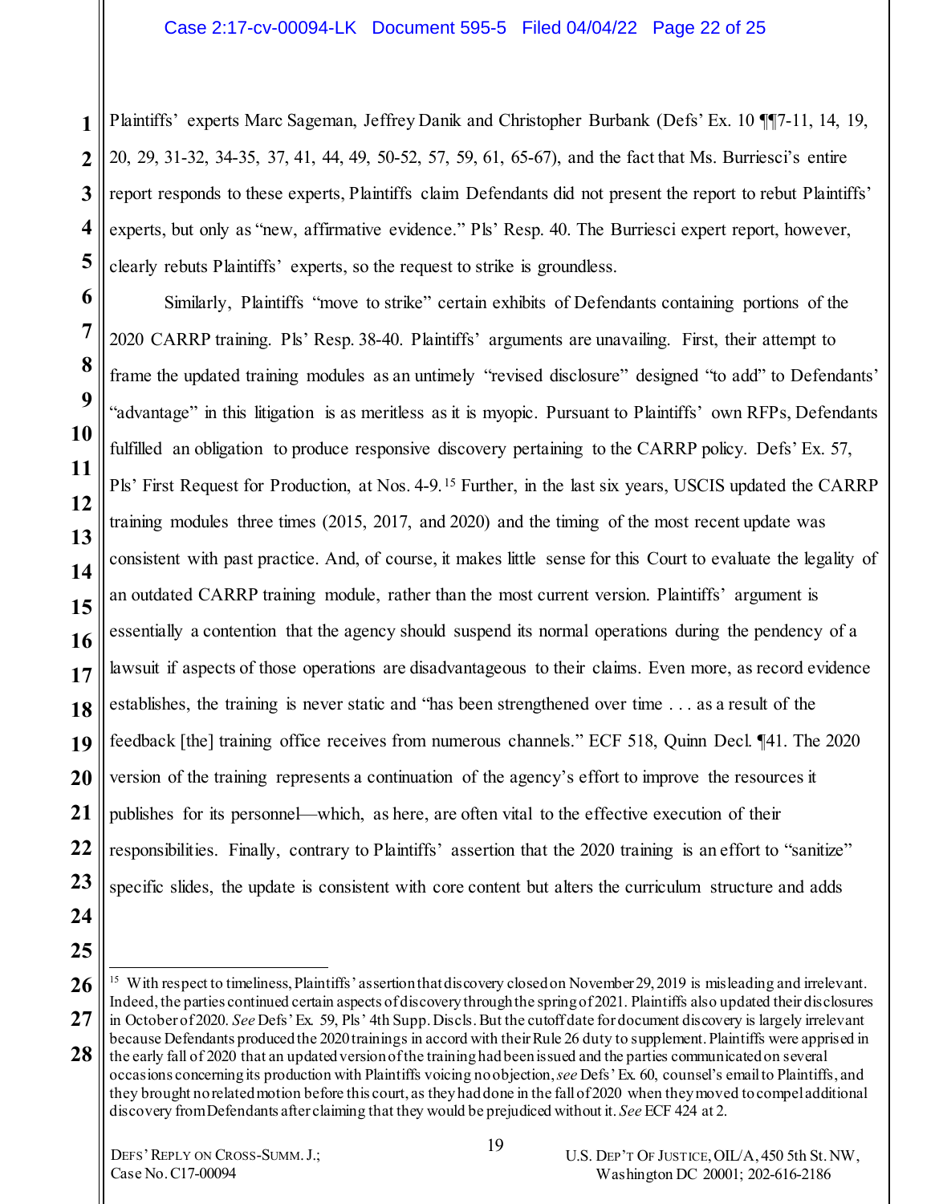Plaintiffs' experts Marc Sageman, Jeffrey Danik and Christopher Burbank (Defs' Ex. 10 ¶¶7-11, 14, 19, 20, 29, 31-32, 34-35, 37, 41, 44, 49, 50-52, 57, 59, 61, 65-67), and the fact that Ms. Burriesci's entire report responds to these experts, Plaintiffs claim Defendants did not present the report to rebut Plaintiffs' experts, but only as "new, affirmative evidence." Pls' Resp. 40. The Burriesci expert report, however, clearly rebuts Plaintiffs' experts, so the request to strike is groundless.

Similarly, Plaintiffs "move to strike" certain exhibits of Defendants containing portions of the 2020 CARRP training. Pls' Resp. 38-40. Plaintiffs' arguments are unavailing. First, their attempt to frame the updated training modules as an untimely "revised disclosure" designed "to add" to Defendants' "advantage" in this litigation is as meritless as it is myopic. Pursuant to Plaintiffs' own RFPs, Defendants fulfilled an obligation to produce responsive discovery pertaining to the CARRP policy. Defs' Ex. 57, Pls' First Request for Production, at Nos. 4-9.[15] Further, in the last six years, USCIS updated the CARRP training modules three times (2015, 2017, and 2020) and the timing of the most recent update was consistent with past practice. And, of course, it makes little sense for this Court to evaluate the legality of an outdated CARRP training module, rather than the most current version. Plaintiffs' argument is essentially a contention that the agency should suspend its normal operations during the pendency of a lawsuit if aspects of those operations are disadvantageous to their claims. Even more, as record evidence establishes, the training is never static and "has been strengthened over time . . . as a result of the feedback [the] training office receives from numerous channels." ECF 518, Quinn Decl. ¶41. The 2020 version of the training represents a continuation of the agency's effort to improve the resources it publishes for its personnel—which, as here, are often vital to the effective execution of their responsibilities. Finally, contrary to Plaintiffs' assertion that the 2020 training is an effort to "sanitize" specific slides, the update is consistent with core content but alters the curriculum structure and adds

---

[15] With respect to timeliness, Plaintiffs' assertion that discovery closed on November 29, 2019 is misleading and irrelevant. Indeed, the parties continued certain aspects of discovery through the spring of 2021. Plaintiffs also updated their disclosures in October of 2020. *See* Defs' Ex. 59, Pls' 4th Supp. Discls. But the cutoff date for document discovery is largely irrelevant because Defendants produced the 2020 trainings in accord with their Rule 26 duty to supplement. Plaintiffs were apprised in the early fall of 2020 that an updated version of the training had been issued and the parties communicated on several occasions concerning its production with Plaintiffs voicing no objection, *see* Defs' Ex. 60, counsel's email to Plaintiffs, and they brought no related motion before this court, as they had done in the fall of 2020 when they moved to compel additional discovery from Defendants after claiming that they would be prejudiced without it. *See* ECF 424 at 2.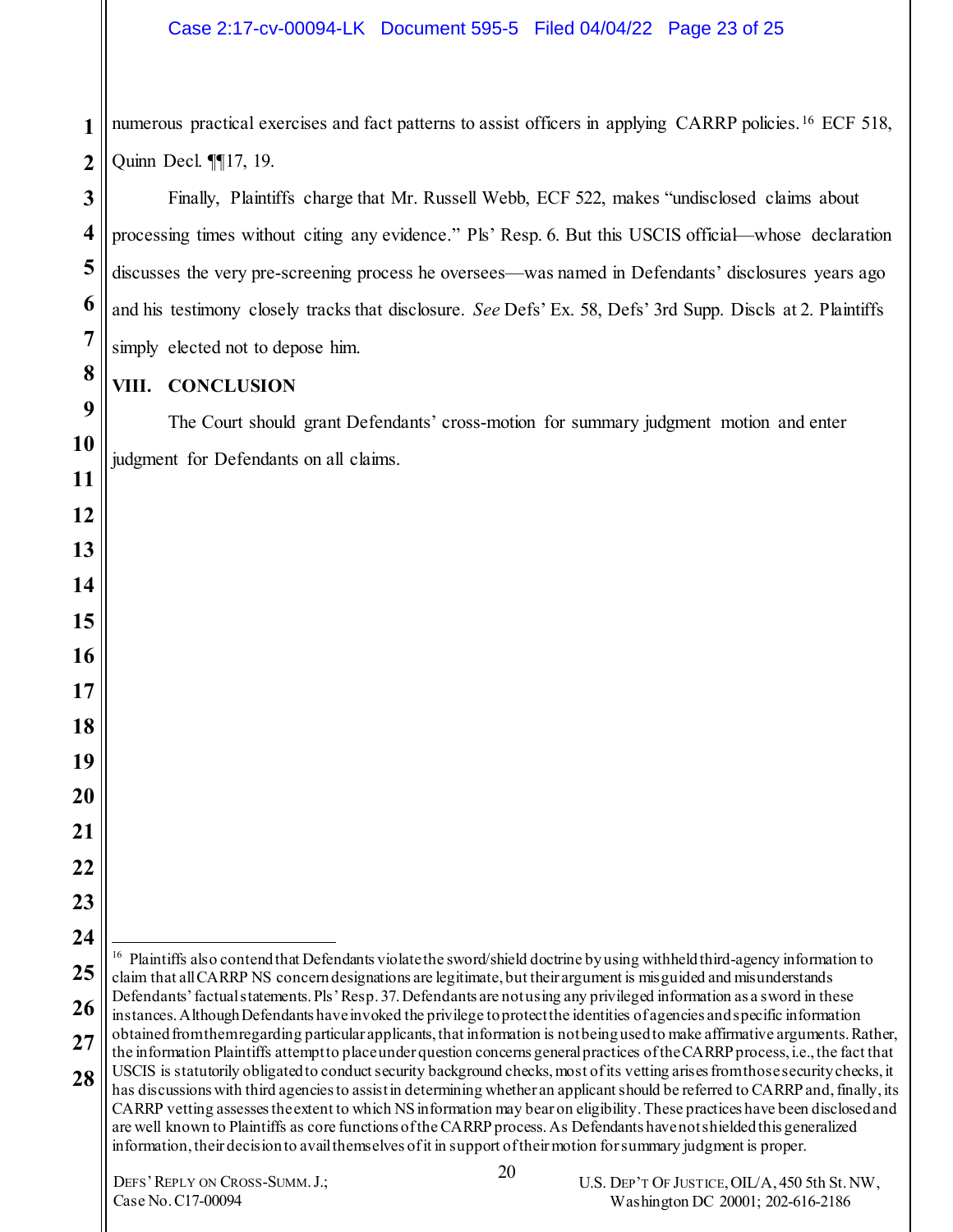numerous practical exercises and fact patterns to assist officers in applying CARRP policies.[16] ECF 518, Quinn Decl. ¶¶17, 19.

Finally, Plaintiffs charge that Mr. Russell Webb, ECF 522, makes "undisclosed claims about processing times without citing any evidence." Pls' Resp. 6. But this USCIS official—whose declaration discusses the very pre-screening process he oversees—was named in Defendants' disclosures years ago and his testimony closely tracks that disclosure. *See* Defs' Ex. 58, Defs' 3rd Supp. Discls at 2. Plaintiffs simply elected not to depose him.

## VIII. CONCLUSION

The Court should grant Defendants' cross-motion for summary judgment motion and enter judgment for Defendants on all claims.

---

[16] Plaintiffs also contend that Defendants violate the sword/shield doctrine by using withheld third-agency information to claim that all CARRP NS concern designations are legitimate, but their argument is misguided and misunderstands Defendants' factual statements. Pls' Resp. 37. Defendants are not using any privileged information as a sword in these instances. Although Defendants have invoked the privilege to protect the identities of agencies and specific information obtained from them regarding particular applicants, that information is not being used to make affirmative arguments. Rather, the information Plaintiffs attempt to place under question concerns general practices of the CARRP process, i.e., the fact that USCIS is statutorily obligated to conduct security background checks, most of its vetting arises from those security checks, it has discussions with third agencies to assist in determining whether an applicant should be referred to CARRP and, finally, its CARRP vetting assesses the extent to which NS information may bear on eligibility. These practices have been disclosed and are well known to Plaintiffs as core functions of the CARRP process. As Defendants have not shielded this generalized information, their decision to avail themselves of it in support of their motion for summary judgment is proper.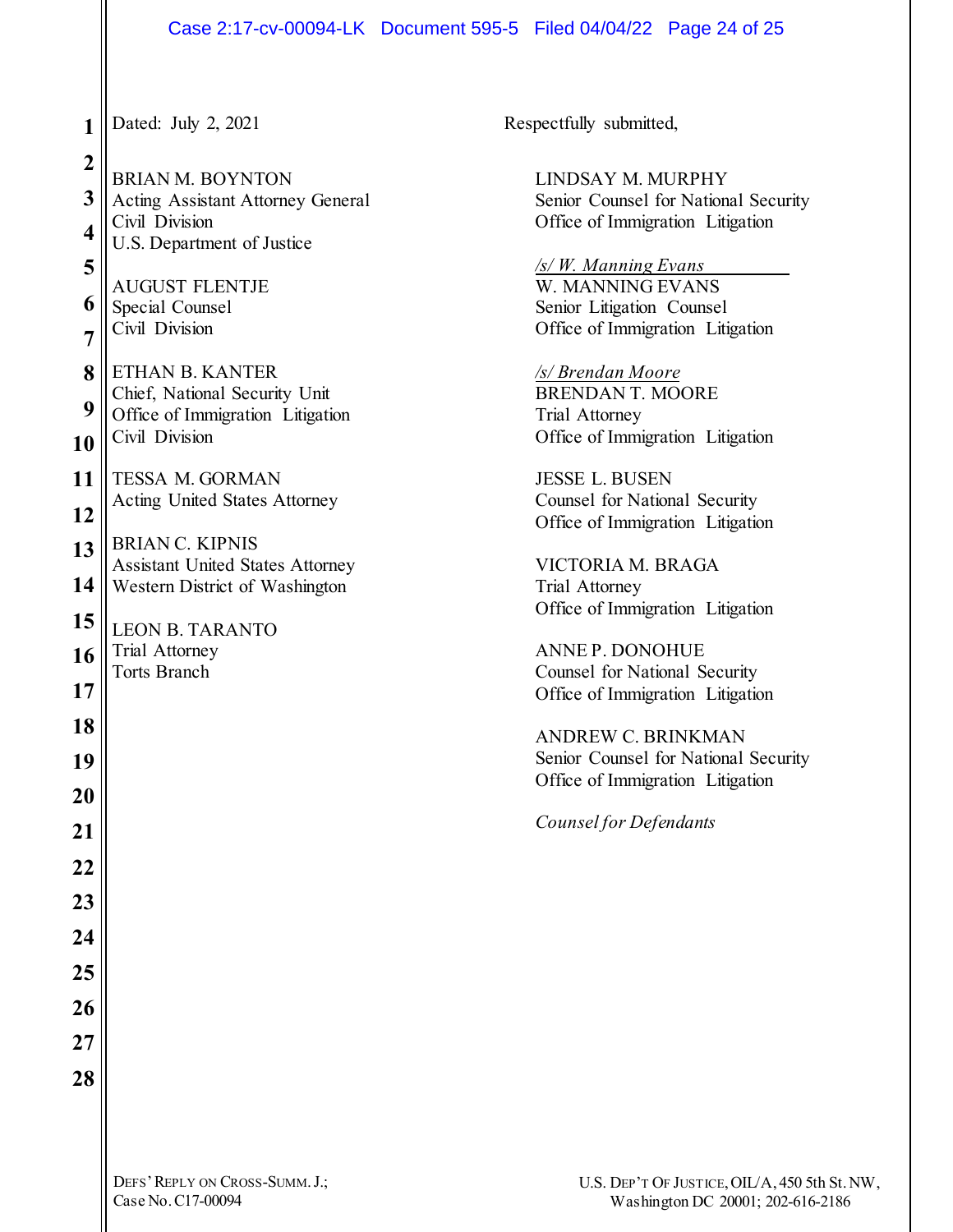Dated: July 2, 2021

Respectfully submitted,

BRIAN M. BOYNTON
Acting Assistant Attorney General
Civil Division
U.S. Department of Justice

AUGUST FLENTJE
Special Counsel
Civil Division

ETHAN B. KANTER
Chief, National Security Unit
Office of Immigration Litigation
Civil Division

TESSA M. GORMAN
Acting United States Attorney

BRIAN C. KIPNIS
Assistant United States Attorney
Western District of Washington

LEON B. TARANTO
Trial Attorney
Torts Branch

LINDSAY M. MURPHY
Senior Counsel for National Security
Office of Immigration Litigation

*/s/ W. Manning Evans*
W. MANNING EVANS
Senior Litigation Counsel
Office of Immigration Litigation

*/s/ Brendan Moore*
BRENDAN T. MOORE
Trial Attorney
Office of Immigration Litigation

JESSE L. BUSEN
Counsel for National Security
Office of Immigration Litigation

VICTORIA M. BRAGA
Trial Attorney
Office of Immigration Litigation

ANNE P. DONOHUE
Counsel for National Security
Office of Immigration Litigation

ANDREW C. BRINKMAN
Senior Counsel for National Security
Office of Immigration Litigation

*Counsel for Defendants*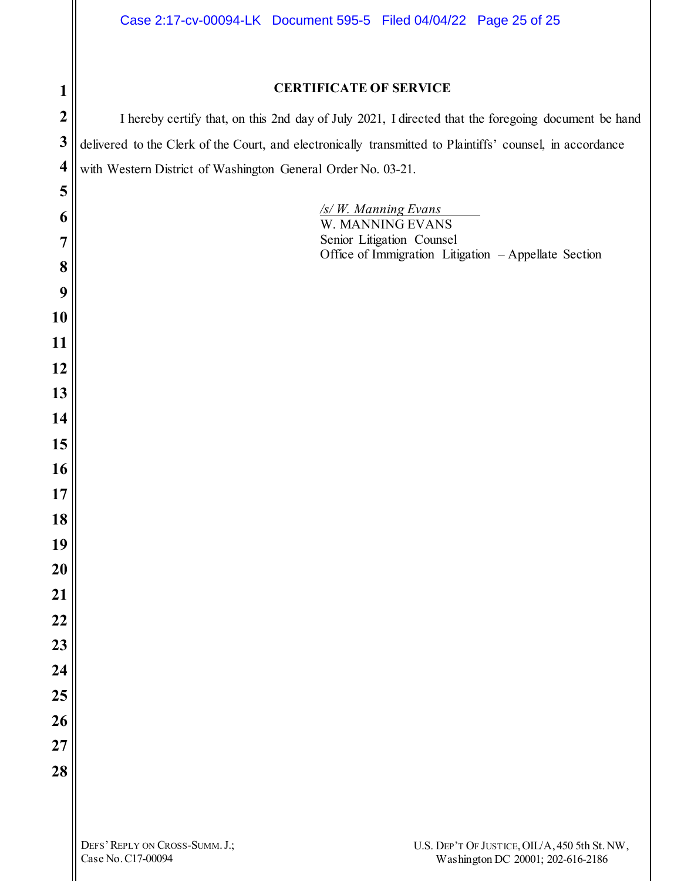**CERTIFICATE OF SERVICE**

I hereby certify that, on this 2nd day of July 2021, I directed that the foregoing document be hand delivered to the Clerk of the Court, and electronically transmitted to Plaintiffs' counsel, in accordance with Western District of Washington General Order No. 03-21.

*/s/ W. Manning Evans*
W. MANNING EVANS
Senior Litigation Counsel
Office of Immigration Litigation – Appellate Section